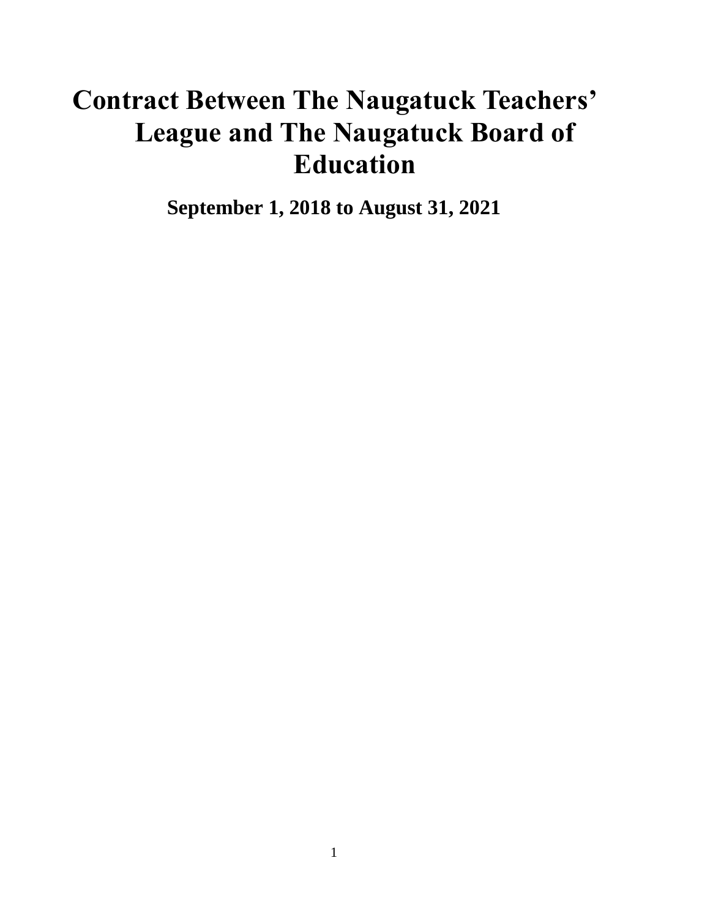# Contract Between The Naugatuck Teachers' League and The Naugatuck Board of Education

**September 1, 2018 to August 31, 2021**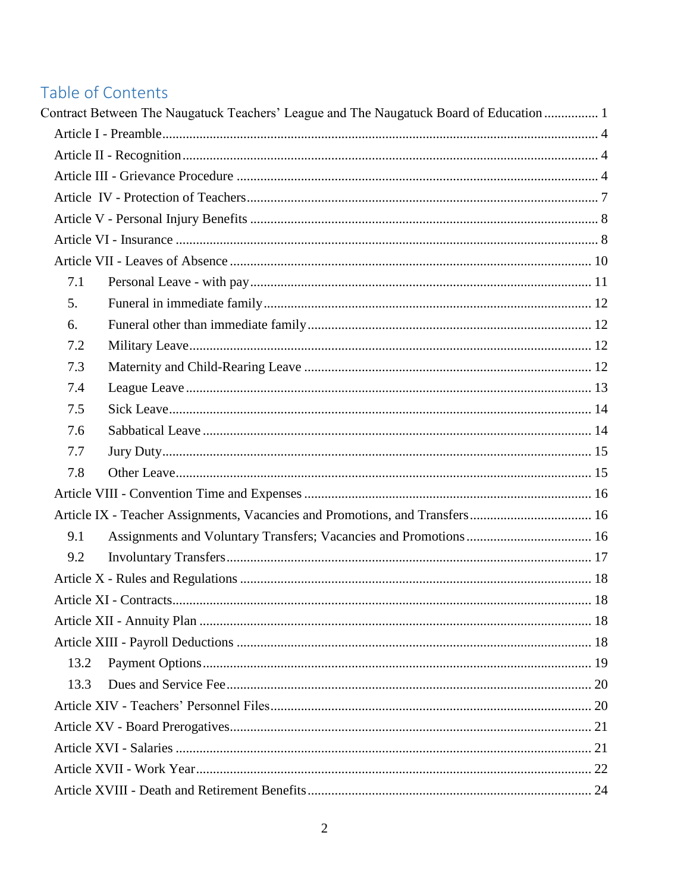## Table of Contents

Contract Between The Naugatuck Teachers' League and The Naugatuck Board of Education ................ 1

- Article I - Preamble ........ 4
- Article II - Recognition ........ 4
- Article III - Grievance Procedure ........ 4
- Article IV - Protection of Teachers ........ 7
- Article V - Personal Injury Benefits ........ 8
- Article VI - Insurance ........ 8
- Article VII - Leaves of Absence ........ 10
  - 7.1 Personal Leave - with pay ........ 11
  - 5. Funeral in immediate family ........ 12
  - 6. Funeral other than immediate family ........ 12
  - 7.2 Military Leave ........ 12
  - 7.3 Maternity and Child-Rearing Leave ........ 12
  - 7.4 League Leave ........ 13
  - 7.5 Sick Leave ........ 14
  - 7.6 Sabbatical Leave ........ 14
  - 7.7 Jury Duty ........ 15
  - 7.8 Other Leave ........ 15
- Article VIII - Convention Time and Expenses ........ 16
- Article IX - Teacher Assignments, Vacancies and Promotions, and Transfers ........ 16
  - 9.1 Assignments and Voluntary Transfers; Vacancies and Promotions ........ 16
  - 9.2 Involuntary Transfers ........ 17
- Article X - Rules and Regulations ........ 18
- Article XI - Contracts ........ 18
- Article XII - Annuity Plan ........ 18
- Article XIII - Payroll Deductions ........ 18
  - 13.2 Payment Options ........ 19
  - 13.3 Dues and Service Fee ........ 20
- Article XIV - Teachers' Personnel Files ........ 20
- Article XV - Board Prerogatives ........ 21
- Article XVI - Salaries ........ 21
- Article XVII - Work Year ........ 22
- Article XVIII - Death and Retirement Benefits ........ 24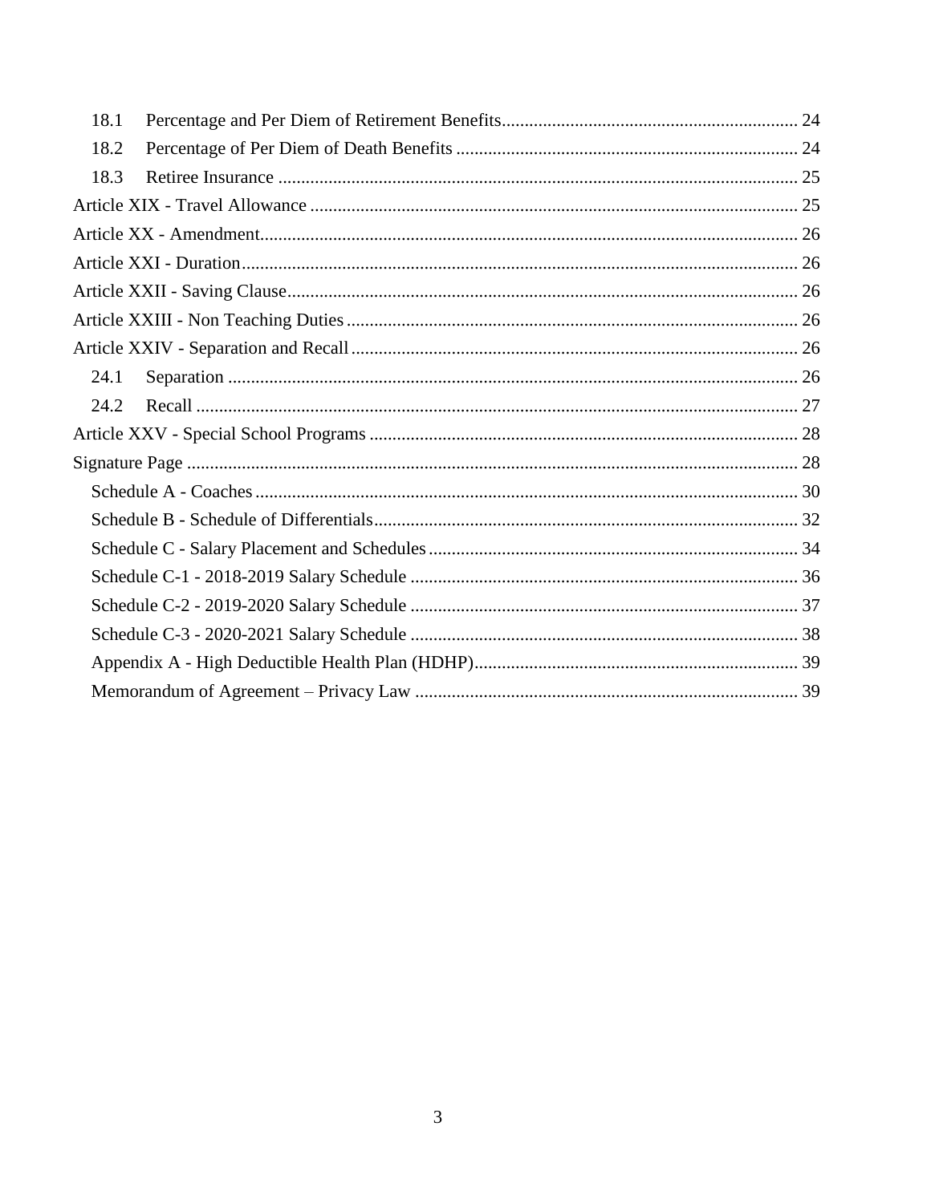| | | |
|---|---|---|
| 18.1 | Percentage and Per Diem of Retirement Benefits | 24 |
| 18.2 | Percentage of Per Diem of Death Benefits | 24 |
| 18.3 | Retiree Insurance | 25 |
| Article XIX - Travel Allowance | | 25 |
| Article XX - Amendment | | 26 |
| Article XXI - Duration | | 26 |
| Article XXII - Saving Clause | | 26 |
| Article XXIII - Non Teaching Duties | | 26 |
| Article XXIV - Separation and Recall | | 26 |
| 24.1 | Separation | 26 |
| 24.2 | Recall | 27 |
| Article XXV - Special School Programs | | 28 |
| Signature Page | | 28 |
| Schedule A - Coaches | | 30 |
| Schedule B - Schedule of Differentials | | 32 |
| Schedule C - Salary Placement and Schedules | | 34 |
| Schedule C-1 - 2018-2019 Salary Schedule | | 36 |
| Schedule C-2 - 2019-2020 Salary Schedule | | 37 |
| Schedule C-3 - 2020-2021 Salary Schedule | | 38 |
| Appendix A - High Deductible Health Plan (HDHP) | | 39 |
| Memorandum of Agreement – Privacy Law | | 39 |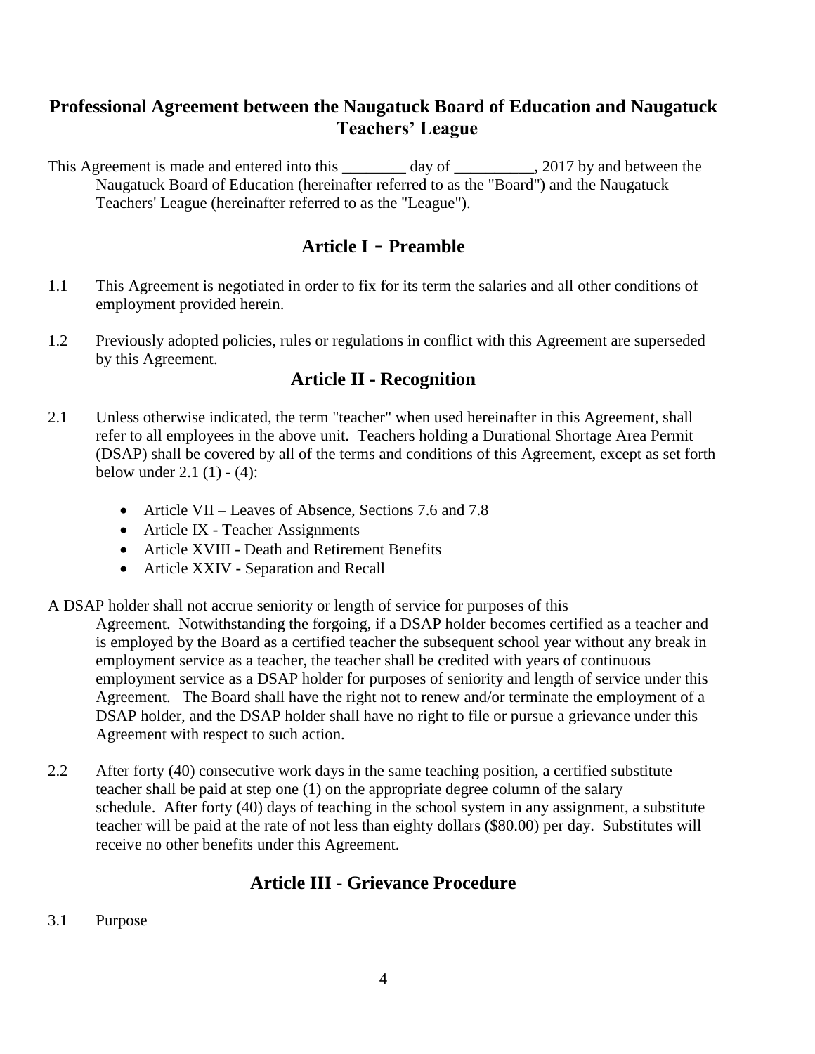# Professional Agreement between the Naugatuck Board of Education and Naugatuck Teachers' League

This Agreement is made and entered into this ________ day of __________, 2017 by and between the Naugatuck Board of Education (hereinafter referred to as the "Board") and the Naugatuck Teachers' League (hereinafter referred to as the "League").

## Article I - Preamble

1.1 This Agreement is negotiated in order to fix for its term the salaries and all other conditions of employment provided herein.

1.2 Previously adopted policies, rules or regulations in conflict with this Agreement are superseded by this Agreement.

## Article II - Recognition

2.1 Unless otherwise indicated, the term "teacher" when used hereinafter in this Agreement, shall refer to all employees in the above unit. Teachers holding a Durational Shortage Area Permit (DSAP) shall be covered by all of the terms and conditions of this Agreement, except as set forth below under 2.1 (1) - (4):

- Article VII – Leaves of Absence, Sections 7.6 and 7.8
- Article IX - Teacher Assignments
- Article XVIII - Death and Retirement Benefits
- Article XXIV - Separation and Recall

A DSAP holder shall not accrue seniority or length of service for purposes of this Agreement. Notwithstanding the forgoing, if a DSAP holder becomes certified as a teacher and is employed by the Board as a certified teacher the subsequent school year without any break in employment service as a teacher, the teacher shall be credited with years of continuous employment service as a DSAP holder for purposes of seniority and length of service under this Agreement. The Board shall have the right not to renew and/or terminate the employment of a DSAP holder, and the DSAP holder shall have no right to file or pursue a grievance under this Agreement with respect to such action.

2.2 After forty (40) consecutive work days in the same teaching position, a certified substitute teacher shall be paid at step one (1) on the appropriate degree column of the salary schedule. After forty (40) days of teaching in the school system in any assignment, a substitute teacher will be paid at the rate of not less than eighty dollars ($80.00) per day. Substitutes will receive no other benefits under this Agreement.

## Article III - Grievance Procedure

3.1 Purpose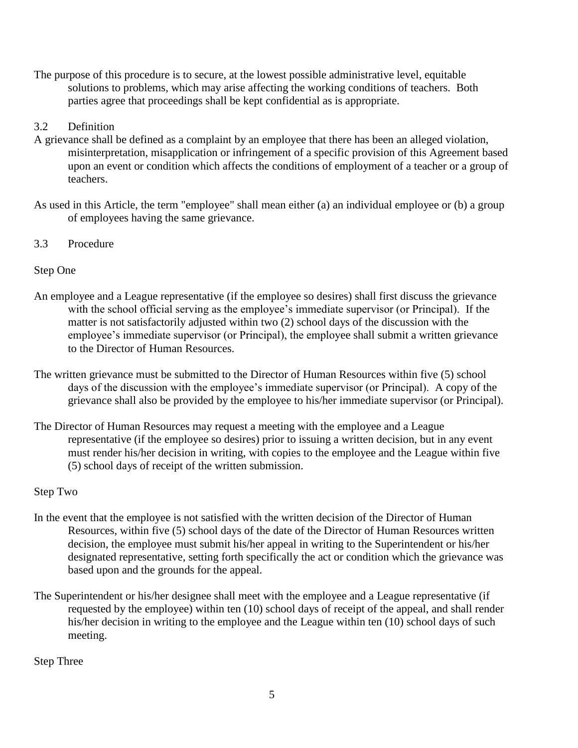The purpose of this procedure is to secure, at the lowest possible administrative level, equitable solutions to problems, which may arise affecting the working conditions of teachers. Both parties agree that proceedings shall be kept confidential as is appropriate.

### 3.2 Definition

A grievance shall be defined as a complaint by an employee that there has been an alleged violation, misinterpretation, misapplication or infringement of a specific provision of this Agreement based upon an event or condition which affects the conditions of employment of a teacher or a group of teachers.

As used in this Article, the term "employee" shall mean either (a) an individual employee or (b) a group of employees having the same grievance.

### 3.3 Procedure

#### Step One

An employee and a League representative (if the employee so desires) shall first discuss the grievance with the school official serving as the employee's immediate supervisor (or Principal). If the matter is not satisfactorily adjusted within two (2) school days of the discussion with the employee's immediate supervisor (or Principal), the employee shall submit a written grievance to the Director of Human Resources.

The written grievance must be submitted to the Director of Human Resources within five (5) school days of the discussion with the employee's immediate supervisor (or Principal). A copy of the grievance shall also be provided by the employee to his/her immediate supervisor (or Principal).

The Director of Human Resources may request a meeting with the employee and a League representative (if the employee so desires) prior to issuing a written decision, but in any event must render his/her decision in writing, with copies to the employee and the League within five (5) school days of receipt of the written submission.

#### Step Two

In the event that the employee is not satisfied with the written decision of the Director of Human Resources, within five (5) school days of the date of the Director of Human Resources written decision, the employee must submit his/her appeal in writing to the Superintendent or his/her designated representative, setting forth specifically the act or condition which the grievance was based upon and the grounds for the appeal.

The Superintendent or his/her designee shall meet with the employee and a League representative (if requested by the employee) within ten (10) school days of receipt of the appeal, and shall render his/her decision in writing to the employee and the League within ten (10) school days of such meeting.

#### Step Three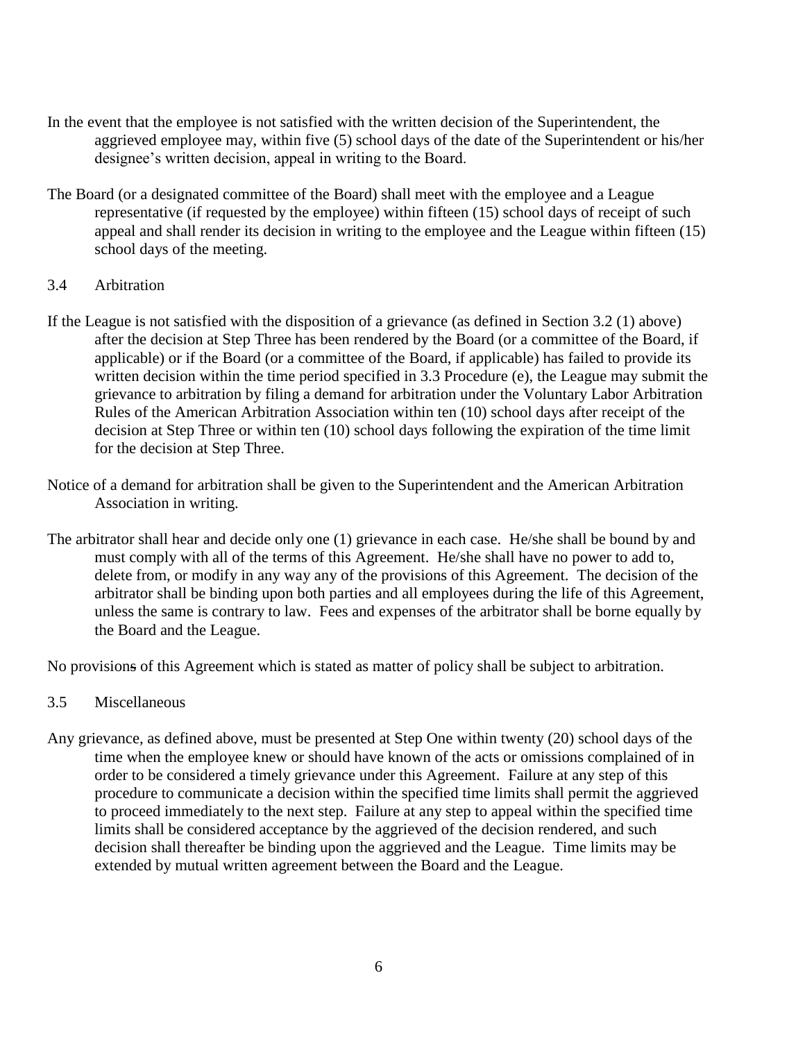In the event that the employee is not satisfied with the written decision of the Superintendent, the aggrieved employee may, within five (5) school days of the date of the Superintendent or his/her designee's written decision, appeal in writing to the Board.

The Board (or a designated committee of the Board) shall meet with the employee and a League representative (if requested by the employee) within fifteen (15) school days of receipt of such appeal and shall render its decision in writing to the employee and the League within fifteen (15) school days of the meeting.

## 3.4 Arbitration

If the League is not satisfied with the disposition of a grievance (as defined in Section 3.2 (1) above) after the decision at Step Three has been rendered by the Board (or a committee of the Board, if applicable) or if the Board (or a committee of the Board, if applicable) has failed to provide its written decision within the time period specified in 3.3 Procedure (e), the League may submit the grievance to arbitration by filing a demand for arbitration under the Voluntary Labor Arbitration Rules of the American Arbitration Association within ten (10) school days after receipt of the decision at Step Three or within ten (10) school days following the expiration of the time limit for the decision at Step Three.

Notice of a demand for arbitration shall be given to the Superintendent and the American Arbitration Association in writing.

The arbitrator shall hear and decide only one (1) grievance in each case. He/she shall be bound by and must comply with all of the terms of this Agreement. He/she shall have no power to add to, delete from, or modify in any way any of the provisions of this Agreement. The decision of the arbitrator shall be binding upon both parties and all employees during the life of this Agreement, unless the same is contrary to law. Fees and expenses of the arbitrator shall be borne equally by the Board and the League.

No provisions of this Agreement which is stated as matter of policy shall be subject to arbitration.

## 3.5 Miscellaneous

Any grievance, as defined above, must be presented at Step One within twenty (20) school days of the time when the employee knew or should have known of the acts or omissions complained of in order to be considered a timely grievance under this Agreement. Failure at any step of this procedure to communicate a decision within the specified time limits shall permit the aggrieved to proceed immediately to the next step. Failure at any step to appeal within the specified time limits shall be considered acceptance by the aggrieved of the decision rendered, and such decision shall thereafter be binding upon the aggrieved and the League. Time limits may be extended by mutual written agreement between the Board and the League.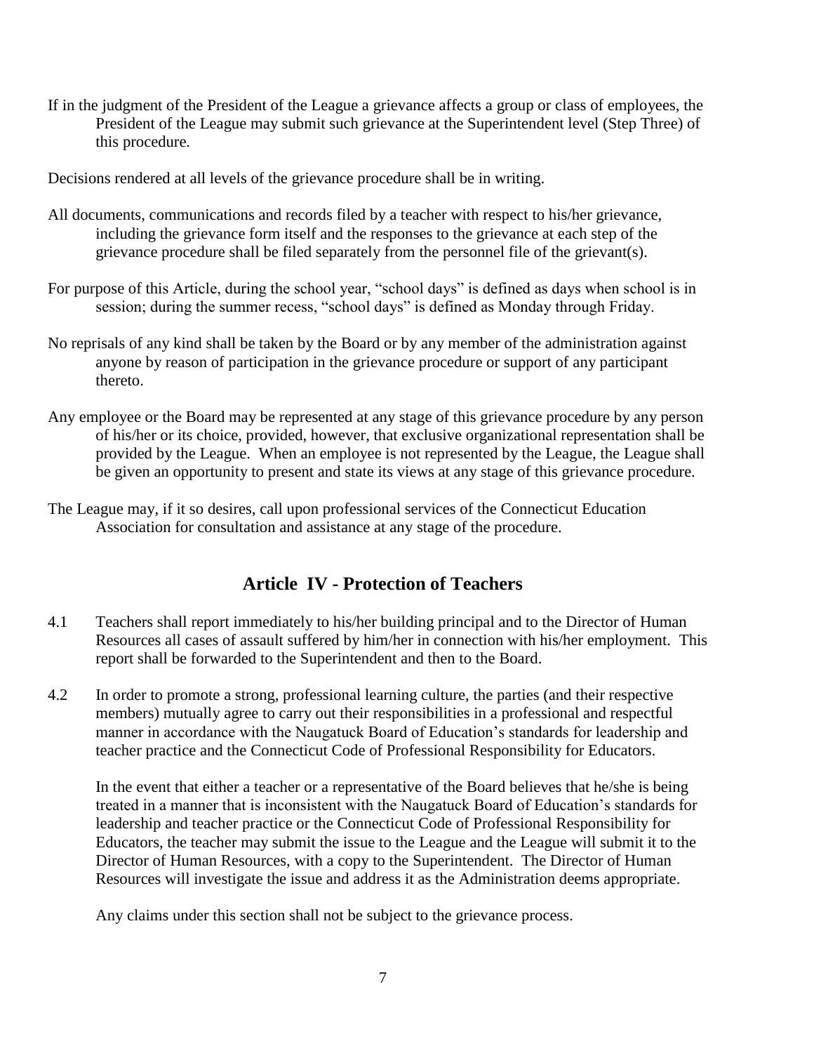If in the judgment of the President of the League a grievance affects a group or class of employees, the President of the League may submit such grievance at the Superintendent level (Step Three) of this procedure.

Decisions rendered at all levels of the grievance procedure shall be in writing.

All documents, communications and records filed by a teacher with respect to his/her grievance, including the grievance form itself and the responses to the grievance at each step of the grievance procedure shall be filed separately from the personnel file of the grievant(s).

For purpose of this Article, during the school year, "school days" is defined as days when school is in session; during the summer recess, "school days" is defined as Monday through Friday.

No reprisals of any kind shall be taken by the Board or by any member of the administration against anyone by reason of participation in the grievance procedure or support of any participant thereto.

Any employee or the Board may be represented at any stage of this grievance procedure by any person of his/her or its choice, provided, however, that exclusive organizational representation shall be provided by the League. When an employee is not represented by the League, the League shall be given an opportunity to present and state its views at any stage of this grievance procedure.

The League may, if it so desires, call upon professional services of the Connecticut Education Association for consultation and assistance at any stage of the procedure.

## Article IV - Protection of Teachers

4.1 Teachers shall report immediately to his/her building principal and to the Director of Human Resources all cases of assault suffered by him/her in connection with his/her employment. This report shall be forwarded to the Superintendent and then to the Board.

4.2 In order to promote a strong, professional learning culture, the parties (and their respective members) mutually agree to carry out their responsibilities in a professional and respectful manner in accordance with the Naugatuck Board of Education's standards for leadership and teacher practice and the Connecticut Code of Professional Responsibility for Educators.

In the event that either a teacher or a representative of the Board believes that he/she is being treated in a manner that is inconsistent with the Naugatuck Board of Education's standards for leadership and teacher practice or the Connecticut Code of Professional Responsibility for Educators, the teacher may submit the issue to the League and the League will submit it to the Director of Human Resources, with a copy to the Superintendent. The Director of Human Resources will investigate the issue and address it as the Administration deems appropriate.

Any claims under this section shall not be subject to the grievance process.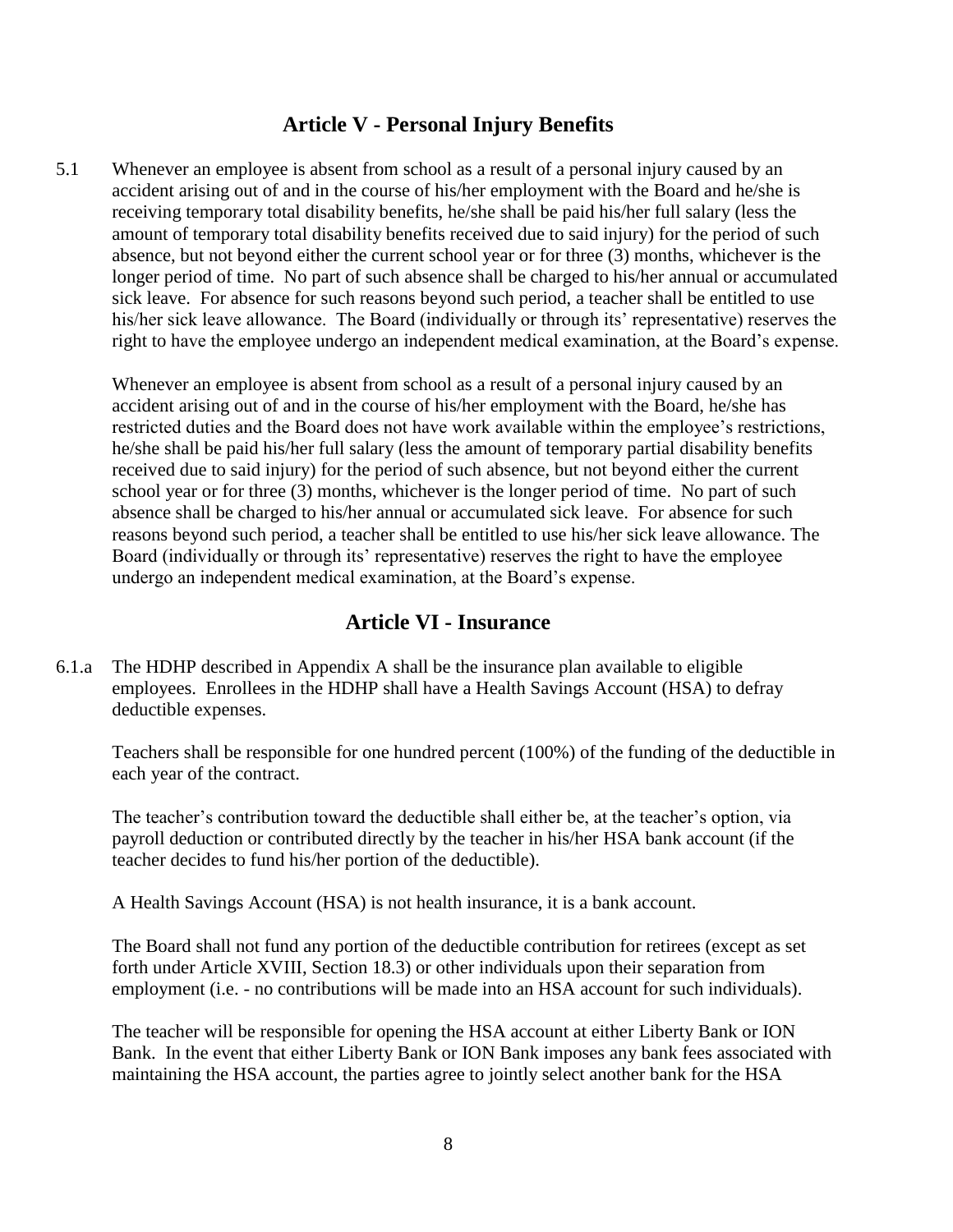## Article V - Personal Injury Benefits

5.1 Whenever an employee is absent from school as a result of a personal injury caused by an accident arising out of and in the course of his/her employment with the Board and he/she is receiving temporary total disability benefits, he/she shall be paid his/her full salary (less the amount of temporary total disability benefits received due to said injury) for the period of such absence, but not beyond either the current school year or for three (3) months, whichever is the longer period of time. No part of such absence shall be charged to his/her annual or accumulated sick leave. For absence for such reasons beyond such period, a teacher shall be entitled to use his/her sick leave allowance. The Board (individually or through its' representative) reserves the right to have the employee undergo an independent medical examination, at the Board's expense.

Whenever an employee is absent from school as a result of a personal injury caused by an accident arising out of and in the course of his/her employment with the Board, he/she has restricted duties and the Board does not have work available within the employee's restrictions, he/she shall be paid his/her full salary (less the amount of temporary partial disability benefits received due to said injury) for the period of such absence, but not beyond either the current school year or for three (3) months, whichever is the longer period of time. No part of such absence shall be charged to his/her annual or accumulated sick leave. For absence for such reasons beyond such period, a teacher shall be entitled to use his/her sick leave allowance. The Board (individually or through its' representative) reserves the right to have the employee undergo an independent medical examination, at the Board's expense.

## Article VI - Insurance

6.1.a The HDHP described in Appendix A shall be the insurance plan available to eligible employees. Enrollees in the HDHP shall have a Health Savings Account (HSA) to defray deductible expenses.

Teachers shall be responsible for one hundred percent (100%) of the funding of the deductible in each year of the contract.

The teacher's contribution toward the deductible shall either be, at the teacher's option, via payroll deduction or contributed directly by the teacher in his/her HSA bank account (if the teacher decides to fund his/her portion of the deductible).

A Health Savings Account (HSA) is not health insurance, it is a bank account.

The Board shall not fund any portion of the deductible contribution for retirees (except as set forth under Article XVIII, Section 18.3) or other individuals upon their separation from employment (i.e. - no contributions will be made into an HSA account for such individuals).

The teacher will be responsible for opening the HSA account at either Liberty Bank or ION Bank. In the event that either Liberty Bank or ION Bank imposes any bank fees associated with maintaining the HSA account, the parties agree to jointly select another bank for the HSA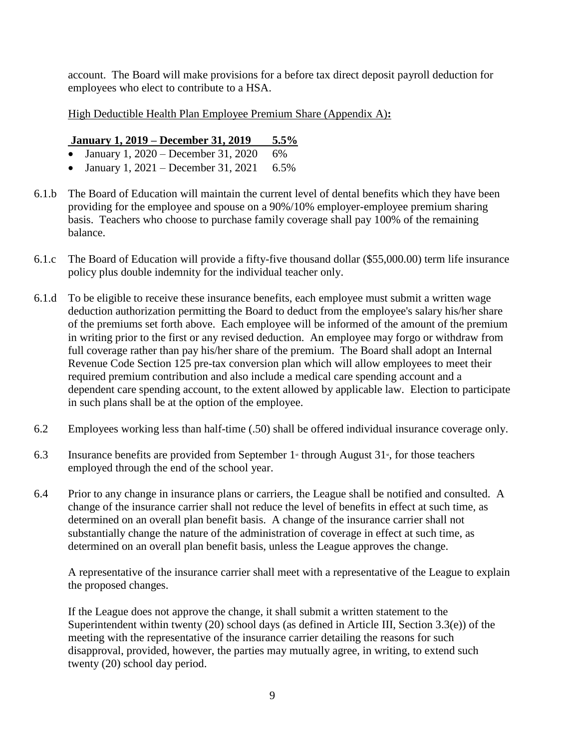account. The Board will make provisions for a before tax direct deposit payroll deduction for employees who elect to contribute to a HSA.

High Deductible Health Plan Employee Premium Share (Appendix A)**:**

**January 1, 2019 – December 31, 2019 5.5%**

- January 1, 2020 – December 31, 2020 6%
- January 1, 2021 – December 31, 2021 6.5%

6.1.b The Board of Education will maintain the current level of dental benefits which they have been providing for the employee and spouse on a 90%/10% employer-employee premium sharing basis. Teachers who choose to purchase family coverage shall pay 100% of the remaining balance.

6.1.c The Board of Education will provide a fifty-five thousand dollar ($55,000.00) term life insurance policy plus double indemnity for the individual teacher only.

6.1.d To be eligible to receive these insurance benefits, each employee must submit a written wage deduction authorization permitting the Board to deduct from the employee's salary his/her share of the premiums set forth above. Each employee will be informed of the amount of the premium in writing prior to the first or any revised deduction. An employee may forgo or withdraw from full coverage rather than pay his/her share of the premium. The Board shall adopt an Internal Revenue Code Section 125 pre-tax conversion plan which will allow employees to meet their required premium contribution and also include a medical care spending account and a dependent care spending account, to the extent allowed by applicable law. Election to participate in such plans shall be at the option of the employee.

6.2 Employees working less than half-time (.50) shall be offered individual insurance coverage only.

6.3 Insurance benefits are provided from September 1st through August 31st, for those teachers employed through the end of the school year.

6.4 Prior to any change in insurance plans or carriers, the League shall be notified and consulted. A change of the insurance carrier shall not reduce the level of benefits in effect at such time, as determined on an overall plan benefit basis. A change of the insurance carrier shall not substantially change the nature of the administration of coverage in effect at such time, as determined on an overall plan benefit basis, unless the League approves the change.

A representative of the insurance carrier shall meet with a representative of the League to explain the proposed changes.

If the League does not approve the change, it shall submit a written statement to the Superintendent within twenty (20) school days (as defined in Article III, Section 3.3(e)) of the meeting with the representative of the insurance carrier detailing the reasons for such disapproval, provided, however, the parties may mutually agree, in writing, to extend such twenty (20) school day period.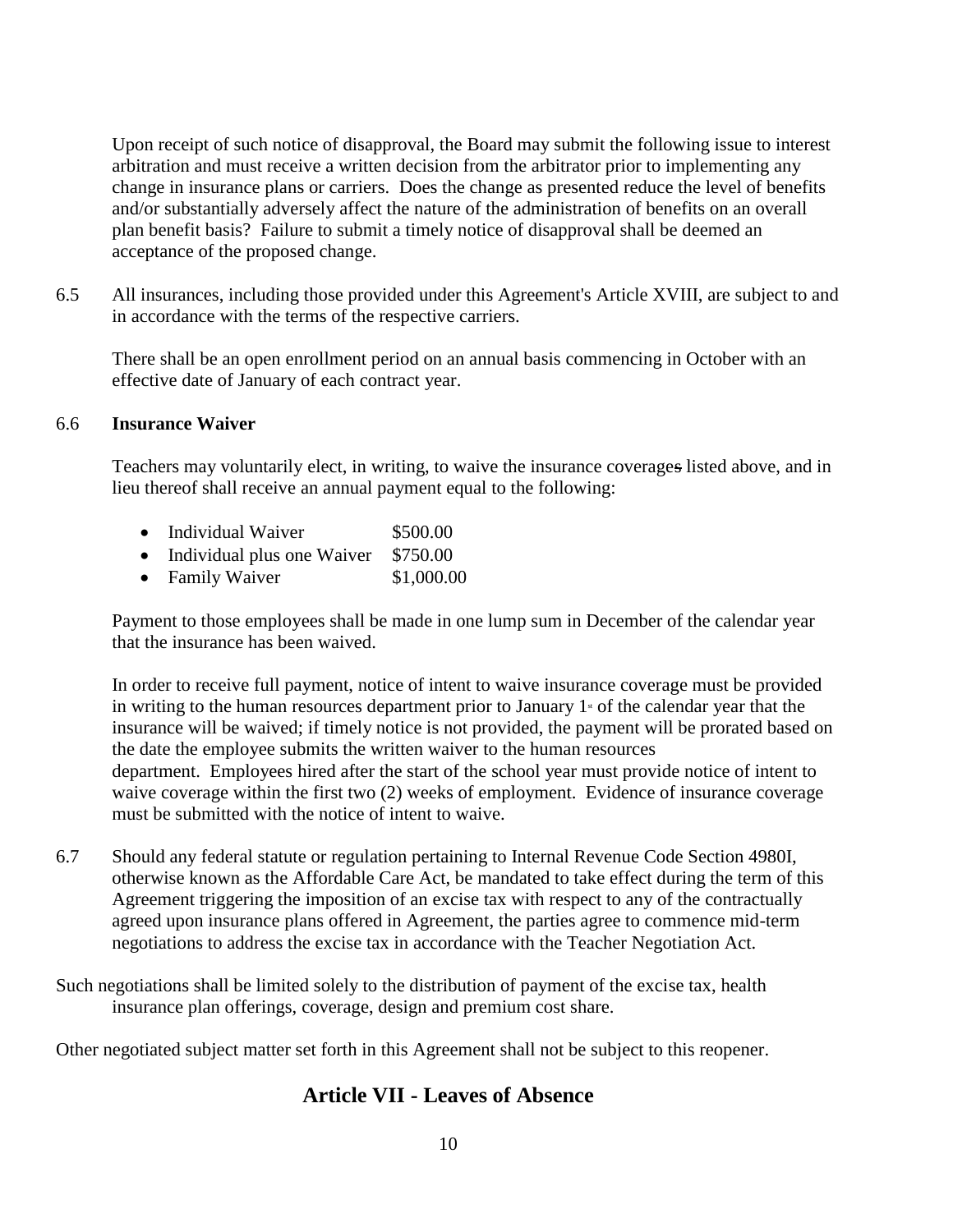Upon receipt of such notice of disapproval, the Board may submit the following issue to interest arbitration and must receive a written decision from the arbitrator prior to implementing any change in insurance plans or carriers. Does the change as presented reduce the level of benefits and/or substantially adversely affect the nature of the administration of benefits on an overall plan benefit basis? Failure to submit a timely notice of disapproval shall be deemed an acceptance of the proposed change.

6.5 All insurances, including those provided under this Agreement's Article XVIII, are subject to and in accordance with the terms of the respective carriers.

There shall be an open enrollment period on an annual basis commencing in October with an effective date of January of each contract year.

6.6 **Insurance Waiver**

Teachers may voluntarily elect, in writing, to waive the insurance coverages listed above, and in lieu thereof shall receive an annual payment equal to the following:

- Individual Waiver $500.00
- Individual plus one Waiver $750.00
- Family Waiver $1,000.00

Payment to those employees shall be made in one lump sum in December of the calendar year that the insurance has been waived.

In order to receive full payment, notice of intent to waive insurance coverage must be provided in writing to the human resources department prior to January 1st of the calendar year that the insurance will be waived; if timely notice is not provided, the payment will be prorated based on the date the employee submits the written waiver to the human resources department. Employees hired after the start of the school year must provide notice of intent to waive coverage within the first two (2) weeks of employment. Evidence of insurance coverage must be submitted with the notice of intent to waive.

6.7 Should any federal statute or regulation pertaining to Internal Revenue Code Section 4980I, otherwise known as the Affordable Care Act, be mandated to take effect during the term of this Agreement triggering the imposition of an excise tax with respect to any of the contractually agreed upon insurance plans offered in Agreement, the parties agree to commence mid-term negotiations to address the excise tax in accordance with the Teacher Negotiation Act.

Such negotiations shall be limited solely to the distribution of payment of the excise tax, health insurance plan offerings, coverage, design and premium cost share.

Other negotiated subject matter set forth in this Agreement shall not be subject to this reopener.

## Article VII - Leaves of Absence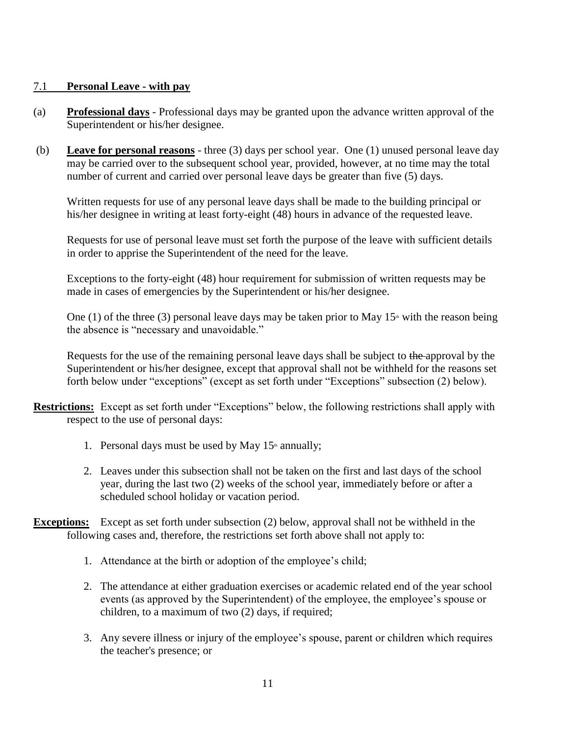## 7.1 **Personal Leave - with pay**

(a) **Professional days** - Professional days may be granted upon the advance written approval of the Superintendent or his/her designee.

(b) **Leave for personal reasons** - three (3) days per school year. One (1) unused personal leave day may be carried over to the subsequent school year, provided, however, at no time may the total number of current and carried over personal leave days be greater than five (5) days.

Written requests for use of any personal leave days shall be made to the building principal or his/her designee in writing at least forty-eight (48) hours in advance of the requested leave.

Requests for use of personal leave must set forth the purpose of the leave with sufficient details in order to apprise the Superintendent of the need for the leave.

Exceptions to the forty-eight (48) hour requirement for submission of written requests may be made in cases of emergencies by the Superintendent or his/her designee.

One (1) of the three (3) personal leave days may be taken prior to May 15th with the reason being the absence is "necessary and unavoidable."

Requests for the use of the remaining personal leave days shall be subject to ~~the~~ approval by the Superintendent or his/her designee, except that approval shall not be withheld for the reasons set forth below under "exceptions" (except as set forth under "Exceptions" subsection (2) below).

**Restrictions:** Except as set forth under "Exceptions" below, the following restrictions shall apply with respect to the use of personal days:

1. Personal days must be used by May 15th annually;
2. Leaves under this subsection shall not be taken on the first and last days of the school year, during the last two (2) weeks of the school year, immediately before or after a scheduled school holiday or vacation period.

**Exceptions:** Except as set forth under subsection (2) below, approval shall not be withheld in the following cases and, therefore, the restrictions set forth above shall not apply to:

1. Attendance at the birth or adoption of the employee's child;
2. The attendance at either graduation exercises or academic related end of the year school events (as approved by the Superintendent) of the employee, the employee's spouse or children, to a maximum of two (2) days, if required;
3. Any severe illness or injury of the employee's spouse, parent or children which requires the teacher's presence; or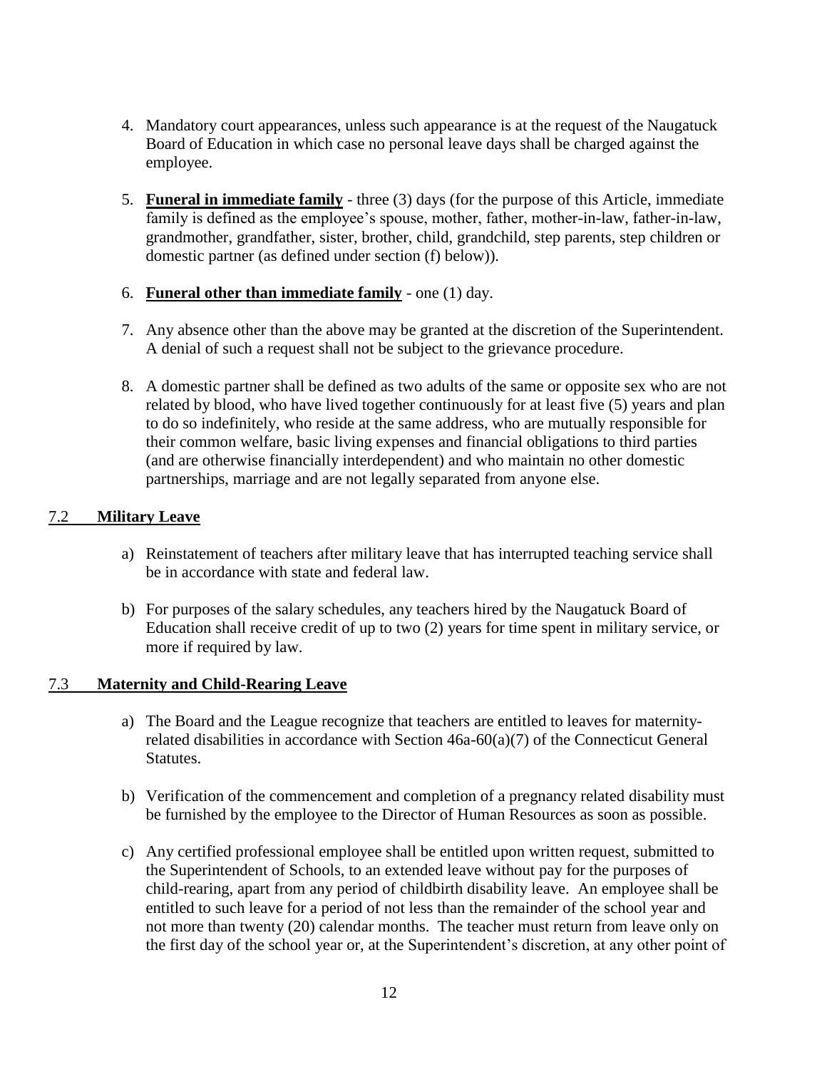4. Mandatory court appearances, unless such appearance is at the request of the Naugatuck Board of Education in which case no personal leave days shall be charged against the employee.

5. **Funeral in immediate family** - three (3) days (for the purpose of this Article, immediate family is defined as the employee's spouse, mother, father, mother-in-law, father-in-law, grandmother, grandfather, sister, brother, child, grandchild, step parents, step children or domestic partner (as defined under section (f) below)).

6. **Funeral other than immediate family** - one (1) day.

7. Any absence other than the above may be granted at the discretion of the Superintendent. A denial of such a request shall not be subject to the grievance procedure.

8. A domestic partner shall be defined as two adults of the same or opposite sex who are not related by blood, who have lived together continuously for at least five (5) years and plan to do so indefinitely, who reside at the same address, who are mutually responsible for their common welfare, basic living expenses and financial obligations to third parties (and are otherwise financially interdependent) and who maintain no other domestic partnerships, marriage and are not legally separated from anyone else.

## 7.2 Military Leave

a) Reinstatement of teachers after military leave that has interrupted teaching service shall be in accordance with state and federal law.

b) For purposes of the salary schedules, any teachers hired by the Naugatuck Board of Education shall receive credit of up to two (2) years for time spent in military service, or more if required by law.

## 7.3 Maternity and Child-Rearing Leave

a) The Board and the League recognize that teachers are entitled to leaves for maternity-related disabilities in accordance with Section 46a-60(a)(7) of the Connecticut General Statutes.

b) Verification of the commencement and completion of a pregnancy related disability must be furnished by the employee to the Director of Human Resources as soon as possible.

c) Any certified professional employee shall be entitled upon written request, submitted to the Superintendent of Schools, to an extended leave without pay for the purposes of child-rearing, apart from any period of childbirth disability leave. An employee shall be entitled to such leave for a period of not less than the remainder of the school year and not more than twenty (20) calendar months. The teacher must return from leave only on the first day of the school year or, at the Superintendent's discretion, at any other point of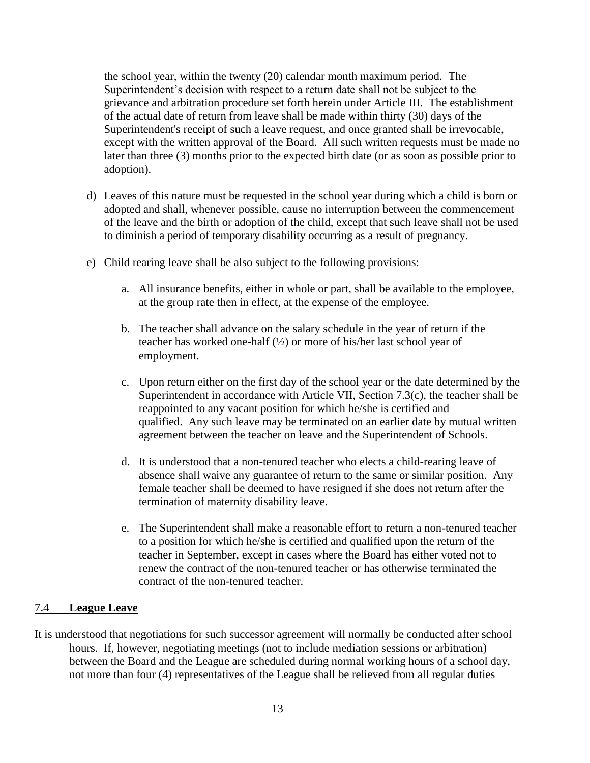the school year, within the twenty (20) calendar month maximum period. The Superintendent's decision with respect to a return date shall not be subject to the grievance and arbitration procedure set forth herein under Article III. The establishment of the actual date of return from leave shall be made within thirty (30) days of the Superintendent's receipt of such a leave request, and once granted shall be irrevocable, except with the written approval of the Board. All such written requests must be made no later than three (3) months prior to the expected birth date (or as soon as possible prior to adoption).

d) Leaves of this nature must be requested in the school year during which a child is born or adopted and shall, whenever possible, cause no interruption between the commencement of the leave and the birth or adoption of the child, except that such leave shall not be used to diminish a period of temporary disability occurring as a result of pregnancy.

e) Child rearing leave shall be also subject to the following provisions:

   a. All insurance benefits, either in whole or part, shall be available to the employee, at the group rate then in effect, at the expense of the employee.

   b. The teacher shall advance on the salary schedule in the year of return if the teacher has worked one-half (½) or more of his/her last school year of employment.

   c. Upon return either on the first day of the school year or the date determined by the Superintendent in accordance with Article VII, Section 7.3(c), the teacher shall be reappointed to any vacant position for which he/she is certified and qualified. Any such leave may be terminated on an earlier date by mutual written agreement between the teacher on leave and the Superintendent of Schools.

   d. It is understood that a non-tenured teacher who elects a child-rearing leave of absence shall waive any guarantee of return to the same or similar position. Any female teacher shall be deemed to have resigned if she does not return after the termination of maternity disability leave.

   e. The Superintendent shall make a reasonable effort to return a non-tenured teacher to a position for which he/she is certified and qualified upon the return of the teacher in September, except in cases where the Board has either voted not to renew the contract of the non-tenured teacher or has otherwise terminated the contract of the non-tenured teacher.

## 7.4 **League Leave**

It is understood that negotiations for such successor agreement will normally be conducted after school hours. If, however, negotiating meetings (not to include mediation sessions or arbitration) between the Board and the League are scheduled during normal working hours of a school day, not more than four (4) representatives of the League shall be relieved from all regular duties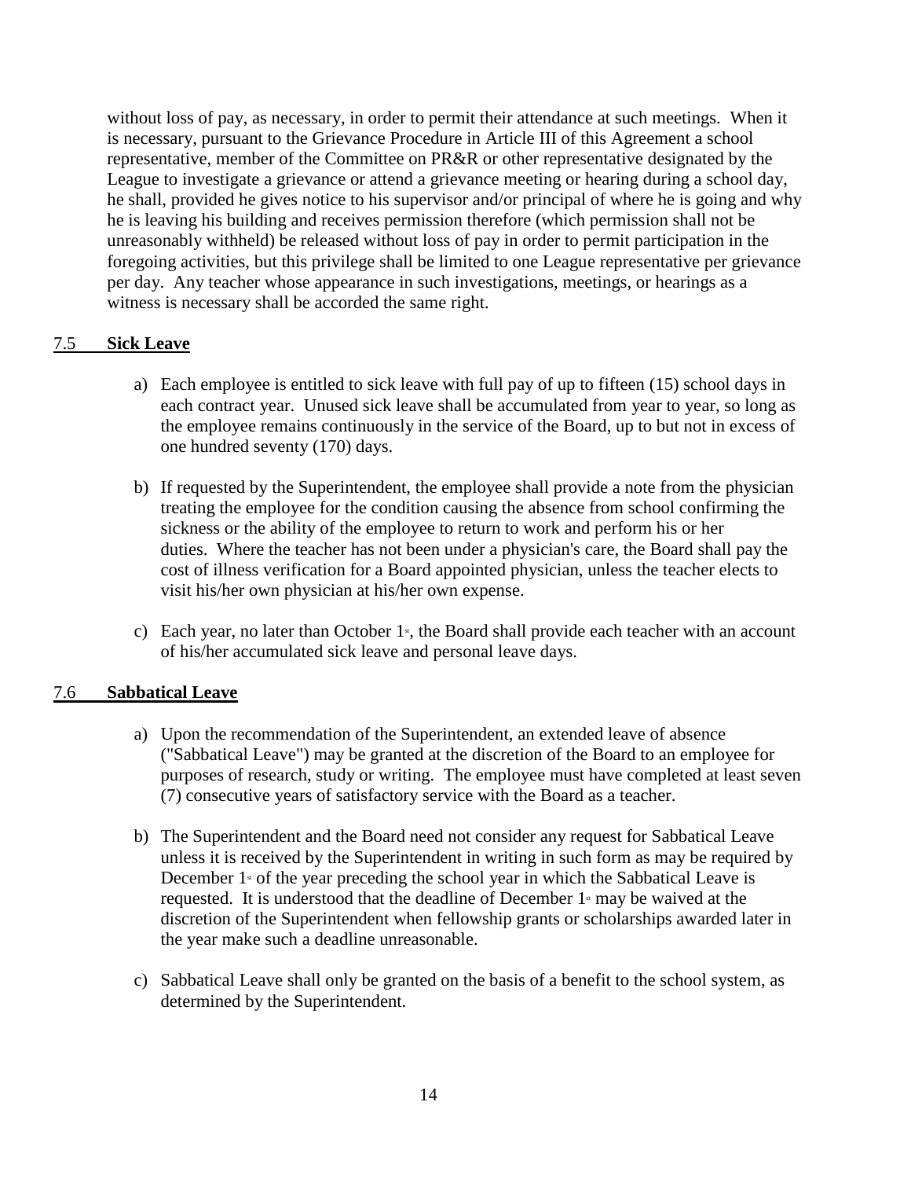without loss of pay, as necessary, in order to permit their attendance at such meetings. When it is necessary, pursuant to the Grievance Procedure in Article III of this Agreement a school representative, member of the Committee on PR&R or other representative designated by the League to investigate a grievance or attend a grievance meeting or hearing during a school day, he shall, provided he gives notice to his supervisor and/or principal of where he is going and why he is leaving his building and receives permission therefore (which permission shall not be unreasonably withheld) be released without loss of pay in order to permit participation in the foregoing activities, but this privilege shall be limited to one League representative per grievance per day. Any teacher whose appearance in such investigations, meetings, or hearings as a witness is necessary shall be accorded the same right.

## 7.5 **Sick Leave**

a) Each employee is entitled to sick leave with full pay of up to fifteen (15) school days in each contract year. Unused sick leave shall be accumulated from year to year, so long as the employee remains continuously in the service of the Board, up to but not in excess of one hundred seventy (170) days.

b) If requested by the Superintendent, the employee shall provide a note from the physician treating the employee for the condition causing the absence from school confirming the sickness or the ability of the employee to return to work and perform his or her duties. Where the teacher has not been under a physician's care, the Board shall pay the cost of illness verification for a Board appointed physician, unless the teacher elects to visit his/her own physician at his/her own expense.

c) Each year, no later than October 1st, the Board shall provide each teacher with an account of his/her accumulated sick leave and personal leave days.

## 7.6 **Sabbatical Leave**

a) Upon the recommendation of the Superintendent, an extended leave of absence ("Sabbatical Leave") may be granted at the discretion of the Board to an employee for purposes of research, study or writing. The employee must have completed at least seven (7) consecutive years of satisfactory service with the Board as a teacher.

b) The Superintendent and the Board need not consider any request for Sabbatical Leave unless it is received by the Superintendent in writing in such form as may be required by December 1st of the year preceding the school year in which the Sabbatical Leave is requested. It is understood that the deadline of December 1st may be waived at the discretion of the Superintendent when fellowship grants or scholarships awarded later in the year make such a deadline unreasonable.

c) Sabbatical Leave shall only be granted on the basis of a benefit to the school system, as determined by the Superintendent.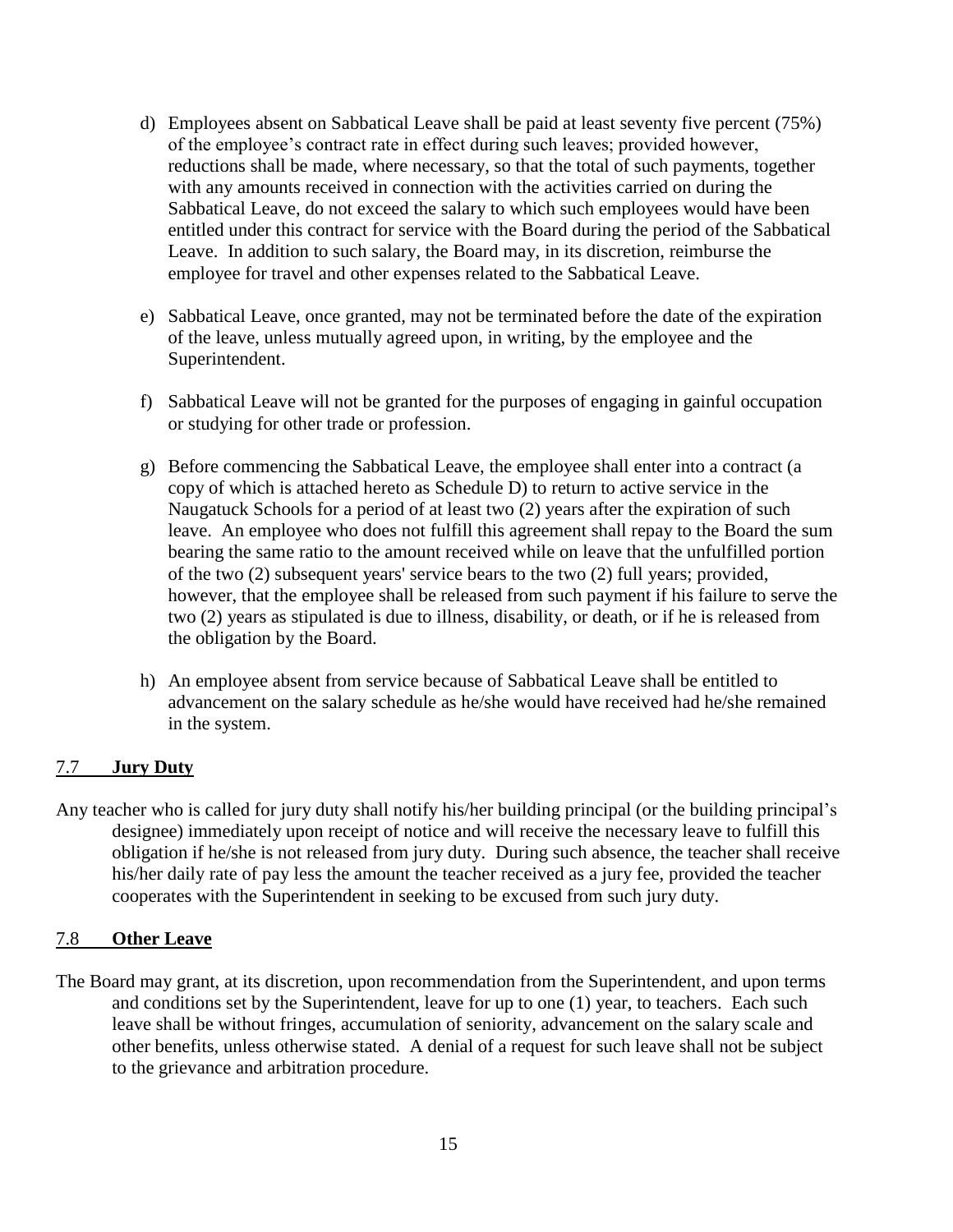d) Employees absent on Sabbatical Leave shall be paid at least seventy five percent (75%) of the employee's contract rate in effect during such leaves; provided however, reductions shall be made, where necessary, so that the total of such payments, together with any amounts received in connection with the activities carried on during the Sabbatical Leave, do not exceed the salary to which such employees would have been entitled under this contract for service with the Board during the period of the Sabbatical Leave. In addition to such salary, the Board may, in its discretion, reimburse the employee for travel and other expenses related to the Sabbatical Leave.

e) Sabbatical Leave, once granted, may not be terminated before the date of the expiration of the leave, unless mutually agreed upon, in writing, by the employee and the Superintendent.

f) Sabbatical Leave will not be granted for the purposes of engaging in gainful occupation or studying for other trade or profession.

g) Before commencing the Sabbatical Leave, the employee shall enter into a contract (a copy of which is attached hereto as Schedule D) to return to active service in the Naugatuck Schools for a period of at least two (2) years after the expiration of such leave. An employee who does not fulfill this agreement shall repay to the Board the sum bearing the same ratio to the amount received while on leave that the unfulfilled portion of the two (2) subsequent years' service bears to the two (2) full years; provided, however, that the employee shall be released from such payment if his failure to serve the two (2) years as stipulated is due to illness, disability, or death, or if he is released from the obligation by the Board.

h) An employee absent from service because of Sabbatical Leave shall be entitled to advancement on the salary schedule as he/she would have received had he/she remained in the system.

## 7.7 **Jury Duty**

Any teacher who is called for jury duty shall notify his/her building principal (or the building principal's designee) immediately upon receipt of notice and will receive the necessary leave to fulfill this obligation if he/she is not released from jury duty. During such absence, the teacher shall receive his/her daily rate of pay less the amount the teacher received as a jury fee, provided the teacher cooperates with the Superintendent in seeking to be excused from such jury duty.

## 7.8 **Other Leave**

The Board may grant, at its discretion, upon recommendation from the Superintendent, and upon terms and conditions set by the Superintendent, leave for up to one (1) year, to teachers. Each such leave shall be without fringes, accumulation of seniority, advancement on the salary scale and other benefits, unless otherwise stated. A denial of a request for such leave shall not be subject to the grievance and arbitration procedure.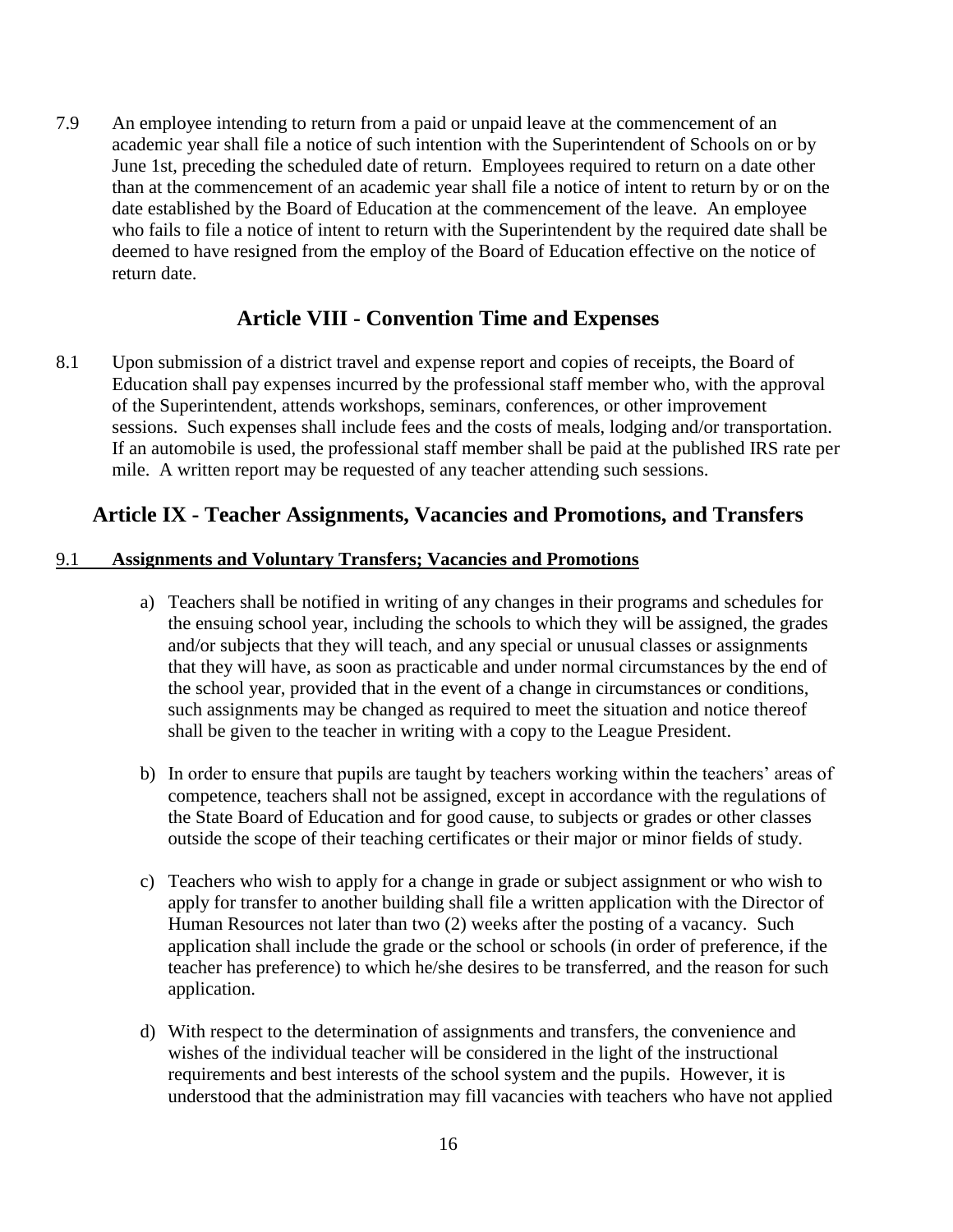7.9 An employee intending to return from a paid or unpaid leave at the commencement of an academic year shall file a notice of such intention with the Superintendent of Schools on or by June 1st, preceding the scheduled date of return. Employees required to return on a date other than at the commencement of an academic year shall file a notice of intent to return by or on the date established by the Board of Education at the commencement of the leave. An employee who fails to file a notice of intent to return with the Superintendent by the required date shall be deemed to have resigned from the employ of the Board of Education effective on the notice of return date.

## Article VIII - Convention Time and Expenses

8.1 Upon submission of a district travel and expense report and copies of receipts, the Board of Education shall pay expenses incurred by the professional staff member who, with the approval of the Superintendent, attends workshops, seminars, conferences, or other improvement sessions. Such expenses shall include fees and the costs of meals, lodging and/or transportation. If an automobile is used, the professional staff member shall be paid at the published IRS rate per mile. A written report may be requested of any teacher attending such sessions.

## Article IX - Teacher Assignments, Vacancies and Promotions, and Transfers

**9.1 Assignments and Voluntary Transfers; Vacancies and Promotions**

a) Teachers shall be notified in writing of any changes in their programs and schedules for the ensuing school year, including the schools to which they will be assigned, the grades and/or subjects that they will teach, and any special or unusual classes or assignments that they will have, as soon as practicable and under normal circumstances by the end of the school year, provided that in the event of a change in circumstances or conditions, such assignments may be changed as required to meet the situation and notice thereof shall be given to the teacher in writing with a copy to the League President.

b) In order to ensure that pupils are taught by teachers working within the teachers' areas of competence, teachers shall not be assigned, except in accordance with the regulations of the State Board of Education and for good cause, to subjects or grades or other classes outside the scope of their teaching certificates or their major or minor fields of study.

c) Teachers who wish to apply for a change in grade or subject assignment or who wish to apply for transfer to another building shall file a written application with the Director of Human Resources not later than two (2) weeks after the posting of a vacancy. Such application shall include the grade or the school or schools (in order of preference, if the teacher has preference) to which he/she desires to be transferred, and the reason for such application.

d) With respect to the determination of assignments and transfers, the convenience and wishes of the individual teacher will be considered in the light of the instructional requirements and best interests of the school system and the pupils. However, it is understood that the administration may fill vacancies with teachers who have not applied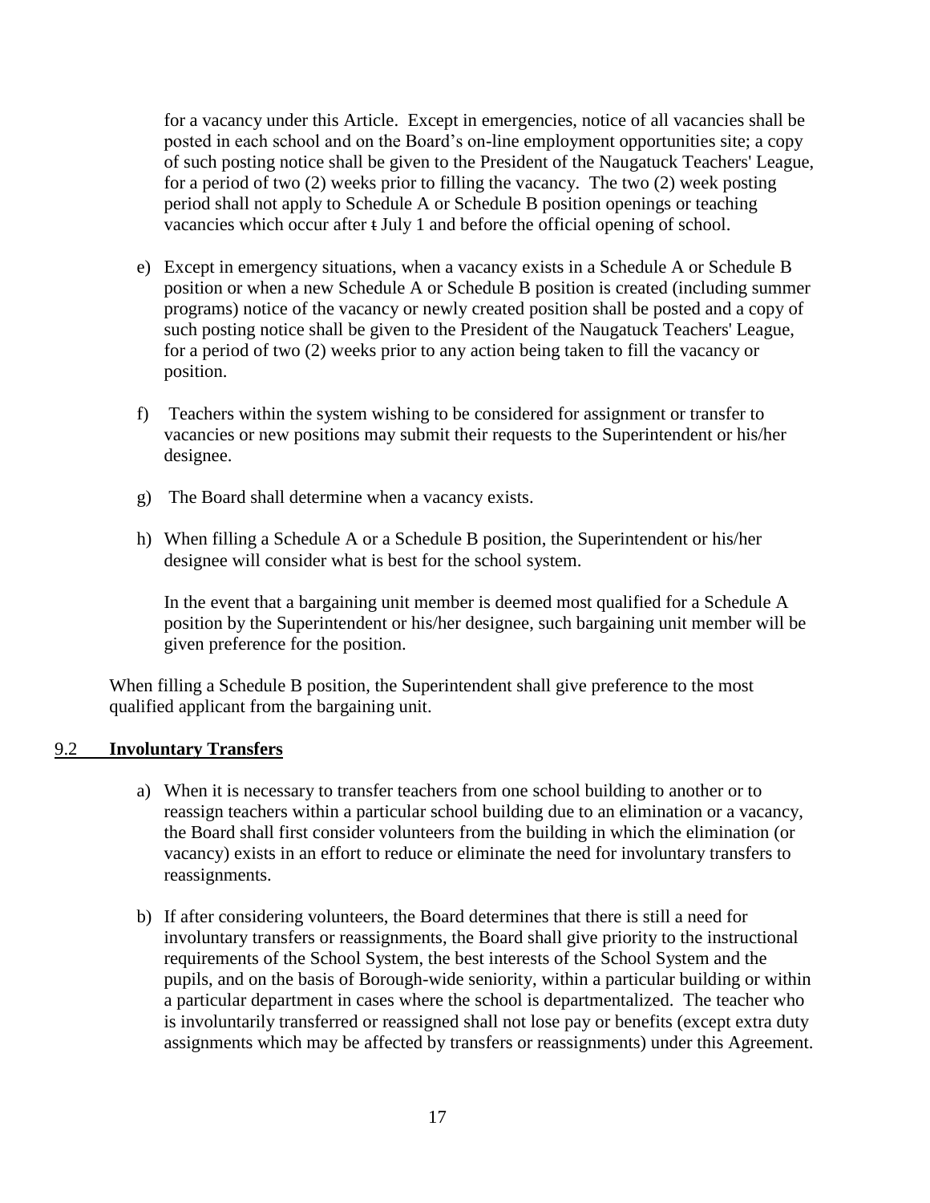for a vacancy under this Article. Except in emergencies, notice of all vacancies shall be posted in each school and on the Board's on-line employment opportunities site; a copy of such posting notice shall be given to the President of the Naugatuck Teachers' League, for a period of two (2) weeks prior to filling the vacancy. The two (2) week posting period shall not apply to Schedule A or Schedule B position openings or teaching vacancies which occur after ŧ July 1 and before the official opening of school.

e) Except in emergency situations, when a vacancy exists in a Schedule A or Schedule B position or when a new Schedule A or Schedule B position is created (including summer programs) notice of the vacancy or newly created position shall be posted and a copy of such posting notice shall be given to the President of the Naugatuck Teachers' League, for a period of two (2) weeks prior to any action being taken to fill the vacancy or position.

f) Teachers within the system wishing to be considered for assignment or transfer to vacancies or new positions may submit their requests to the Superintendent or his/her designee.

g) The Board shall determine when a vacancy exists.

h) When filling a Schedule A or a Schedule B position, the Superintendent or his/her designee will consider what is best for the school system.

   In the event that a bargaining unit member is deemed most qualified for a Schedule A position by the Superintendent or his/her designee, such bargaining unit member will be given preference for the position.

When filling a Schedule B position, the Superintendent shall give preference to the most qualified applicant from the bargaining unit.

## 9.2 **Involuntary Transfers**

a) When it is necessary to transfer teachers from one school building to another or to reassign teachers within a particular school building due to an elimination or a vacancy, the Board shall first consider volunteers from the building in which the elimination (or vacancy) exists in an effort to reduce or eliminate the need for involuntary transfers to reassignments.

b) If after considering volunteers, the Board determines that there is still a need for involuntary transfers or reassignments, the Board shall give priority to the instructional requirements of the School System, the best interests of the School System and the pupils, and on the basis of Borough-wide seniority, within a particular building or within a particular department in cases where the school is departmentalized. The teacher who is involuntarily transferred or reassigned shall not lose pay or benefits (except extra duty assignments which may be affected by transfers or reassignments) under this Agreement.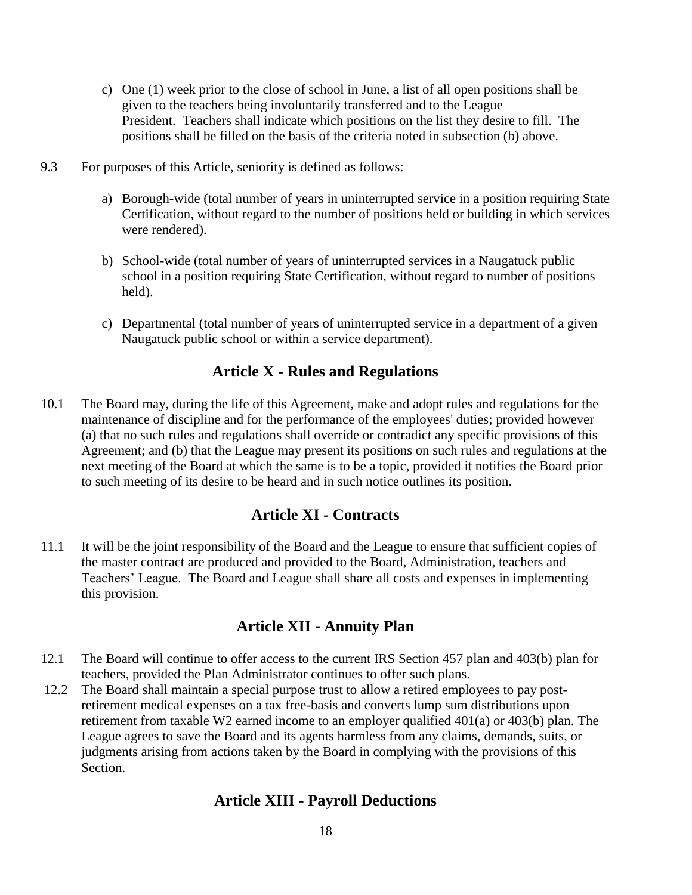c) One (1) week prior to the close of school in June, a list of all open positions shall be given to the teachers being involuntarily transferred and to the League President. Teachers shall indicate which positions on the list they desire to fill. The positions shall be filled on the basis of the criteria noted in subsection (b) above.

9.3 For purposes of this Article, seniority is defined as follows:

a) Borough-wide (total number of years in uninterrupted service in a position requiring State Certification, without regard to the number of positions held or building in which services were rendered).

b) School-wide (total number of years of uninterrupted services in a Naugatuck public school in a position requiring State Certification, without regard to number of positions held).

c) Departmental (total number of years of uninterrupted service in a department of a given Naugatuck public school or within a service department).

## Article X - Rules and Regulations

10.1 The Board may, during the life of this Agreement, make and adopt rules and regulations for the maintenance of discipline and for the performance of the employees' duties; provided however (a) that no such rules and regulations shall override or contradict any specific provisions of this Agreement; and (b) that the League may present its positions on such rules and regulations at the next meeting of the Board at which the same is to be a topic, provided it notifies the Board prior to such meeting of its desire to be heard and in such notice outlines its position.

## Article XI - Contracts

11.1 It will be the joint responsibility of the Board and the League to ensure that sufficient copies of the master contract are produced and provided to the Board, Administration, teachers and Teachers' League. The Board and League shall share all costs and expenses in implementing this provision.

## Article XII - Annuity Plan

12.1 The Board will continue to offer access to the current IRS Section 457 plan and 403(b) plan for teachers, provided the Plan Administrator continues to offer such plans.

12.2 The Board shall maintain a special purpose trust to allow a retired employees to pay post-retirement medical expenses on a tax free-basis and converts lump sum distributions upon retirement from taxable W2 earned income to an employer qualified 401(a) or 403(b) plan. The League agrees to save the Board and its agents harmless from any claims, demands, suits, or judgments arising from actions taken by the Board in complying with the provisions of this Section.

## Article XIII - Payroll Deductions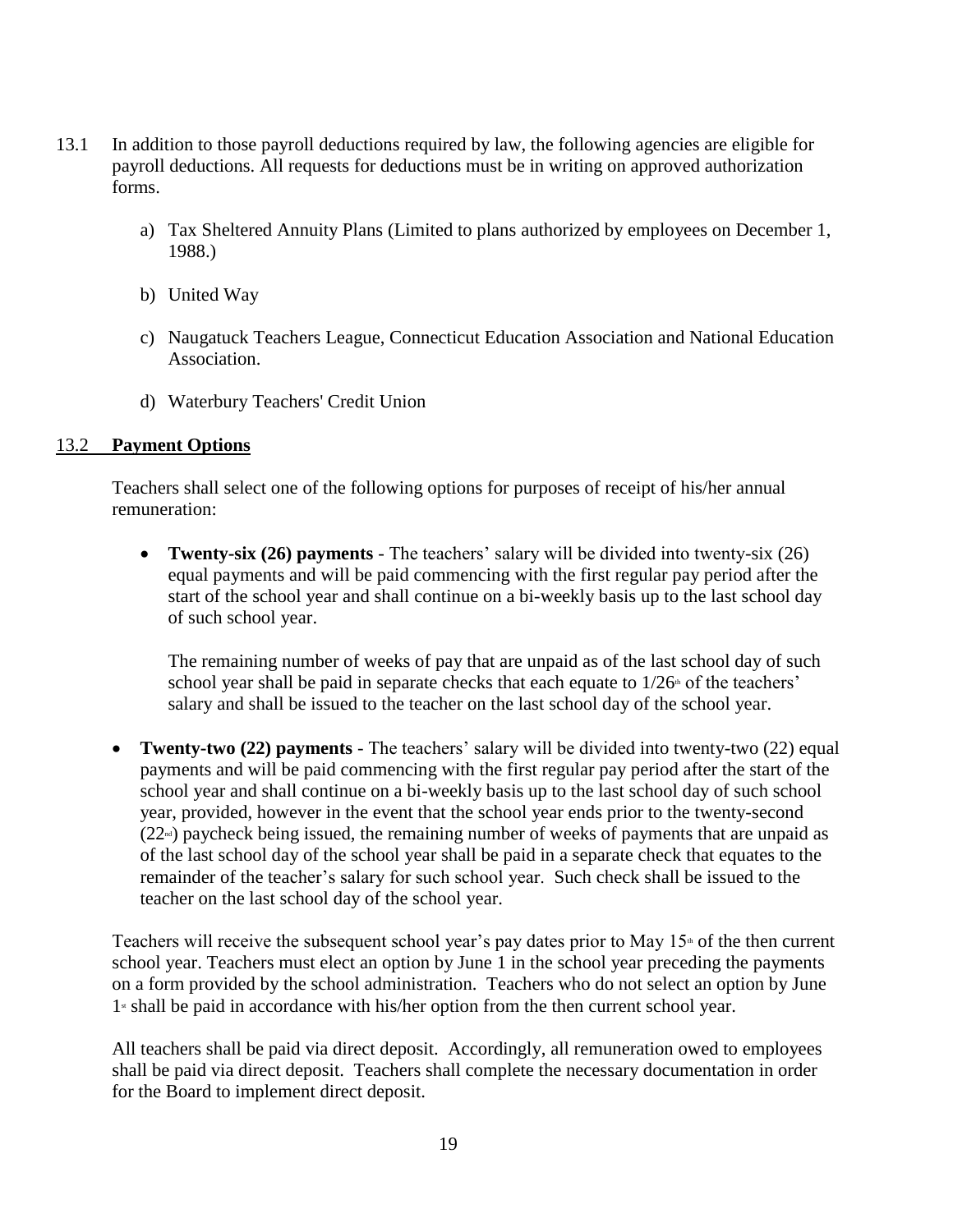13.1 In addition to those payroll deductions required by law, the following agencies are eligible for payroll deductions. All requests for deductions must be in writing on approved authorization forms.

a) Tax Sheltered Annuity Plans (Limited to plans authorized by employees on December 1, 1988.)

b) United Way

c) Naugatuck Teachers League, Connecticut Education Association and National Education Association.

d) Waterbury Teachers' Credit Union

13.2 **Payment Options**

Teachers shall select one of the following options for purposes of receipt of his/her annual remuneration:

- **Twenty-six (26) payments** - The teachers' salary will be divided into twenty-six (26) equal payments and will be paid commencing with the first regular pay period after the start of the school year and shall continue on a bi-weekly basis up to the last school day of such school year.

  The remaining number of weeks of pay that are unpaid as of the last school day of such school year shall be paid in separate checks that each equate to 1/26th of the teachers' salary and shall be issued to the teacher on the last school day of the school year.

- **Twenty-two (22) payments** - The teachers' salary will be divided into twenty-two (22) equal payments and will be paid commencing with the first regular pay period after the start of the school year and shall continue on a bi-weekly basis up to the last school day of such school year, provided, however in the event that the school year ends prior to the twenty-second (22nd) paycheck being issued, the remaining number of weeks of payments that are unpaid as of the last school day of the school year shall be paid in a separate check that equates to the remainder of the teacher's salary for such school year. Such check shall be issued to the teacher on the last school day of the school year.

Teachers will receive the subsequent school year's pay dates prior to May 15th of the then current school year. Teachers must elect an option by June 1 in the school year preceding the payments on a form provided by the school administration. Teachers who do not select an option by June 1st shall be paid in accordance with his/her option from the then current school year.

All teachers shall be paid via direct deposit. Accordingly, all remuneration owed to employees shall be paid via direct deposit. Teachers shall complete the necessary documentation in order for the Board to implement direct deposit.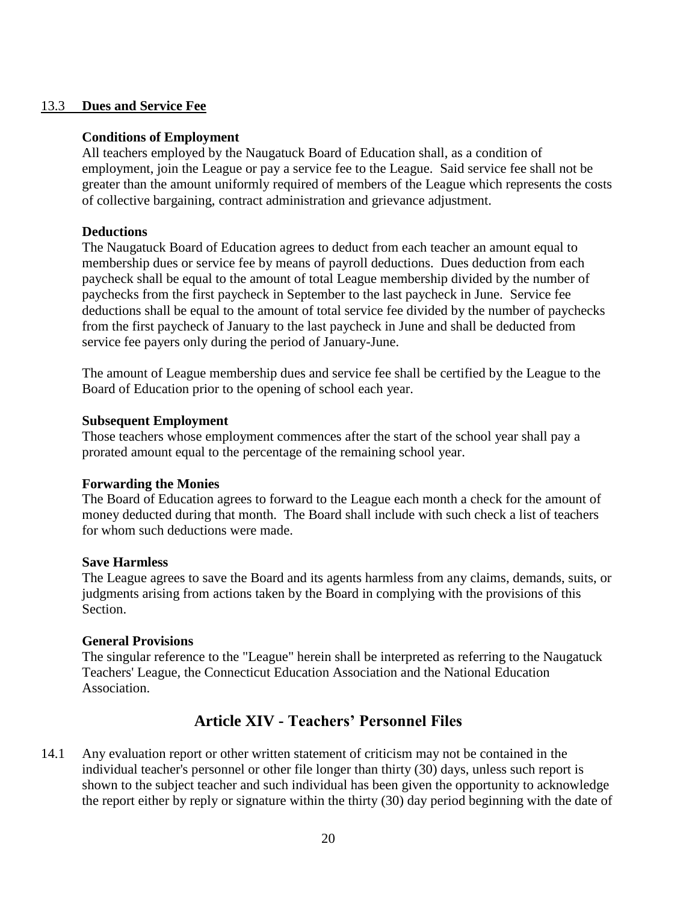13.3 **Dues and Service Fee**

**Conditions of Employment**
All teachers employed by the Naugatuck Board of Education shall, as a condition of employment, join the League or pay a service fee to the League. Said service fee shall not be greater than the amount uniformly required of members of the League which represents the costs of collective bargaining, contract administration and grievance adjustment.

**Deductions**
The Naugatuck Board of Education agrees to deduct from each teacher an amount equal to membership dues or service fee by means of payroll deductions. Dues deduction from each paycheck shall be equal to the amount of total League membership divided by the number of paychecks from the first paycheck in September to the last paycheck in June. Service fee deductions shall be equal to the amount of total service fee divided by the number of paychecks from the first paycheck of January to the last paycheck in June and shall be deducted from service fee payers only during the period of January-June.

The amount of League membership dues and service fee shall be certified by the League to the Board of Education prior to the opening of school each year.

**Subsequent Employment**
Those teachers whose employment commences after the start of the school year shall pay a prorated amount equal to the percentage of the remaining school year.

**Forwarding the Monies**
The Board of Education agrees to forward to the League each month a check for the amount of money deducted during that month. The Board shall include with such check a list of teachers for whom such deductions were made.

**Save Harmless**
The League agrees to save the Board and its agents harmless from any claims, demands, suits, or judgments arising from actions taken by the Board in complying with the provisions of this Section.

**General Provisions**
The singular reference to the "League" herein shall be interpreted as referring to the Naugatuck Teachers' League, the Connecticut Education Association and the National Education Association.

## Article XIV - Teachers' Personnel Files

14.1 Any evaluation report or other written statement of criticism may not be contained in the individual teacher's personnel or other file longer than thirty (30) days, unless such report is shown to the subject teacher and such individual has been given the opportunity to acknowledge the report either by reply or signature within the thirty (30) day period beginning with the date of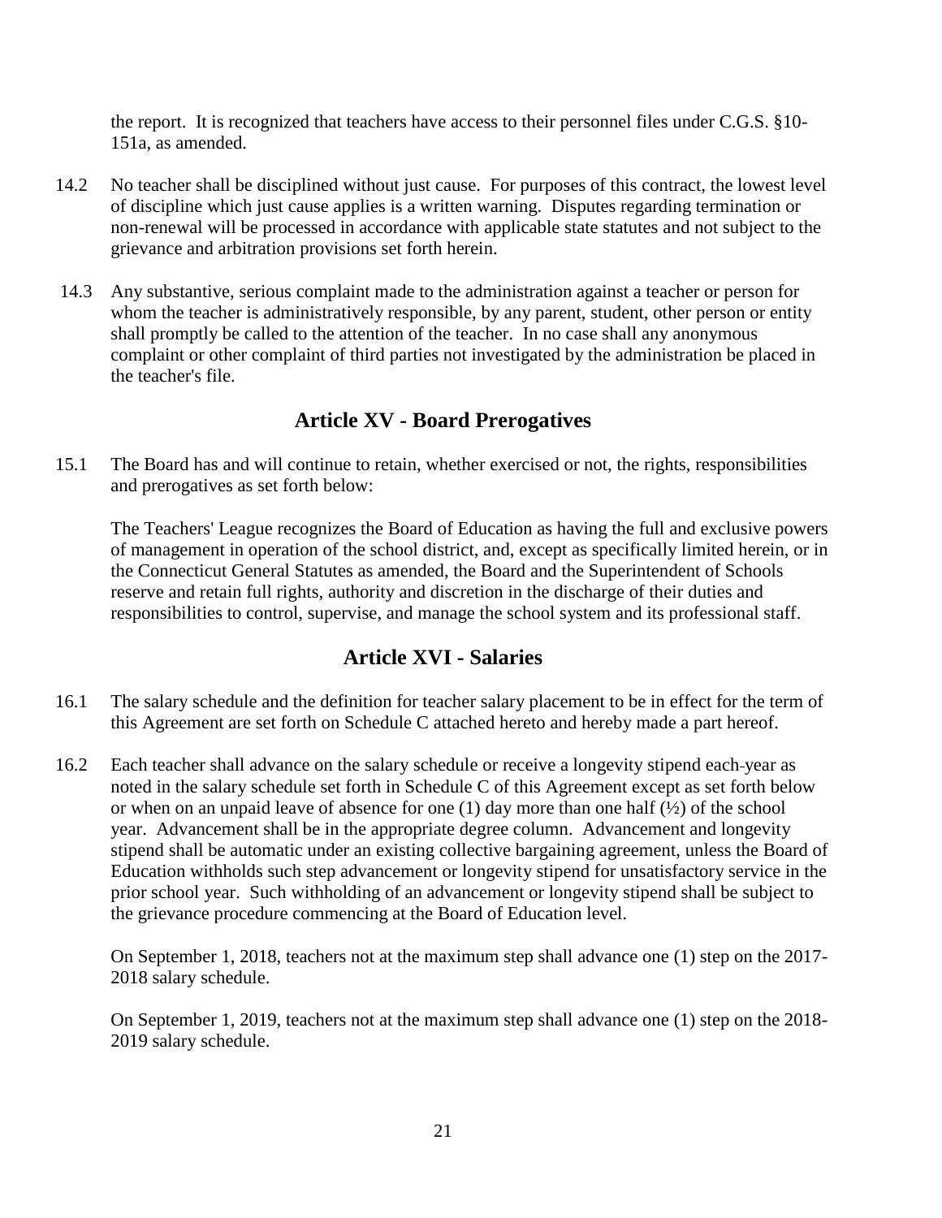the report. It is recognized that teachers have access to their personnel files under C.G.S. §10-151a, as amended.

14.2 No teacher shall be disciplined without just cause. For purposes of this contract, the lowest level of discipline which just cause applies is a written warning. Disputes regarding termination or non-renewal will be processed in accordance with applicable state statutes and not subject to the grievance and arbitration provisions set forth herein.

14.3 Any substantive, serious complaint made to the administration against a teacher or person for whom the teacher is administratively responsible, by any parent, student, other person or entity shall promptly be called to the attention of the teacher. In no case shall any anonymous complaint or other complaint of third parties not investigated by the administration be placed in the teacher's file.

## Article XV - Board Prerogatives

15.1 The Board has and will continue to retain, whether exercised or not, the rights, responsibilities and prerogatives as set forth below:

The Teachers' League recognizes the Board of Education as having the full and exclusive powers of management in operation of the school district, and, except as specifically limited herein, or in the Connecticut General Statutes as amended, the Board and the Superintendent of Schools reserve and retain full rights, authority and discretion in the discharge of their duties and responsibilities to control, supervise, and manage the school system and its professional staff.

## Article XVI - Salaries

16.1 The salary schedule and the definition for teacher salary placement to be in effect for the term of this Agreement are set forth on Schedule C attached hereto and hereby made a part hereof.

16.2 Each teacher shall advance on the salary schedule or receive a longevity stipend each-year as noted in the salary schedule set forth in Schedule C of this Agreement except as set forth below or when on an unpaid leave of absence for one (1) day more than one half (½) of the school year. Advancement shall be in the appropriate degree column. Advancement and longevity stipend shall be automatic under an existing collective bargaining agreement, unless the Board of Education withholds such step advancement or longevity stipend for unsatisfactory service in the prior school year. Such withholding of an advancement or longevity stipend shall be subject to the grievance procedure commencing at the Board of Education level.

On September 1, 2018, teachers not at the maximum step shall advance one (1) step on the 2017-2018 salary schedule.

On September 1, 2019, teachers not at the maximum step shall advance one (1) step on the 2018-2019 salary schedule.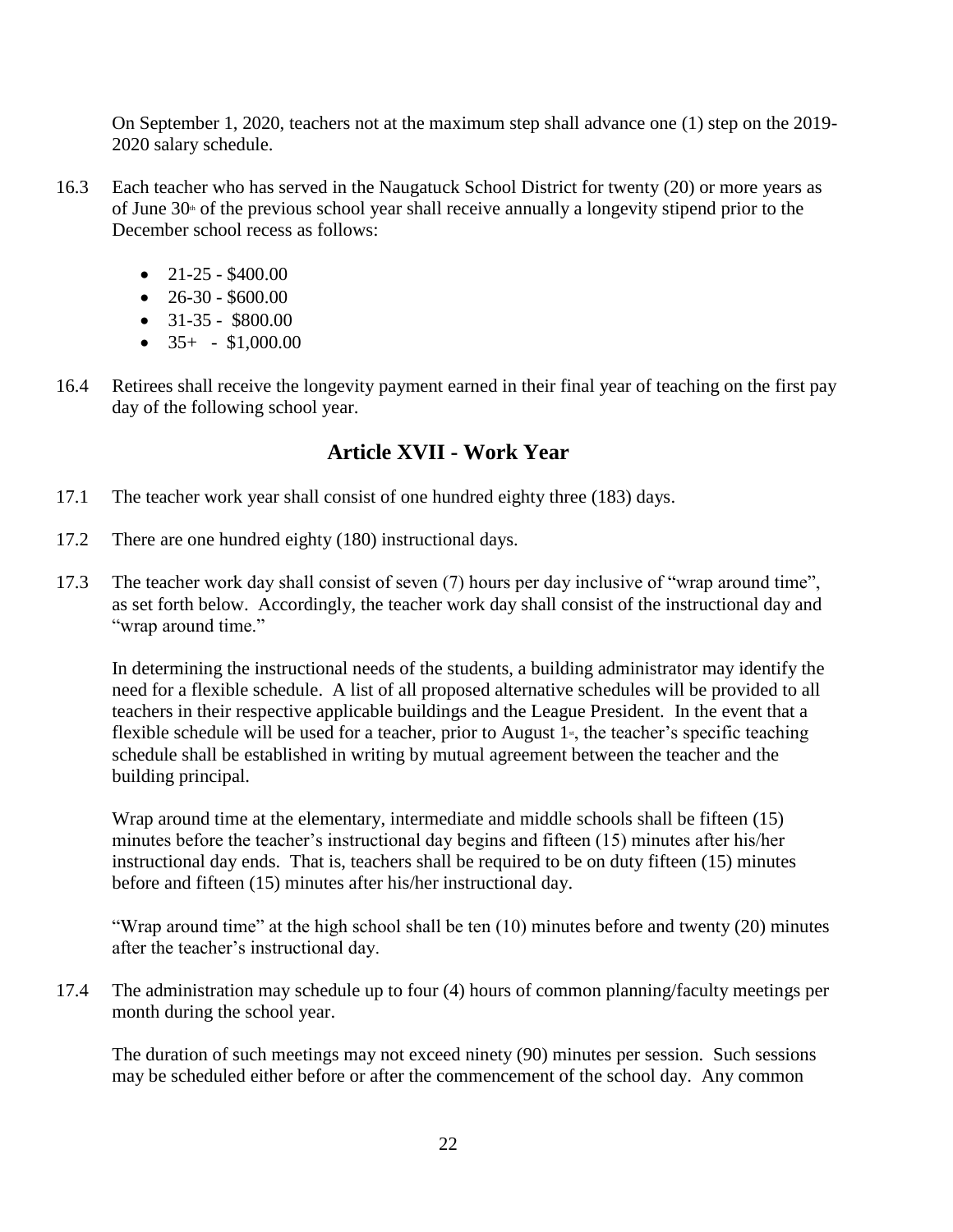On September 1, 2020, teachers not at the maximum step shall advance one (1) step on the 2019-2020 salary schedule.

16.3 Each teacher who has served in the Naugatuck School District for twenty (20) or more years as of June 30th of the previous school year shall receive annually a longevity stipend prior to the December school recess as follows:

- 21-25 - $400.00
- 26-30 - $600.00
- 31-35 - $800.00
- 35+ - $1,000.00

16.4 Retirees shall receive the longevity payment earned in their final year of teaching on the first pay day of the following school year.

## Article XVII - Work Year

17.1 The teacher work year shall consist of one hundred eighty three (183) days.

17.2 There are one hundred eighty (180) instructional days.

17.3 The teacher work day shall consist of seven (7) hours per day inclusive of "wrap around time", as set forth below. Accordingly, the teacher work day shall consist of the instructional day and "wrap around time."

In determining the instructional needs of the students, a building administrator may identify the need for a flexible schedule. A list of all proposed alternative schedules will be provided to all teachers in their respective applicable buildings and the League President. In the event that a flexible schedule will be used for a teacher, prior to August 1st, the teacher's specific teaching schedule shall be established in writing by mutual agreement between the teacher and the building principal.

Wrap around time at the elementary, intermediate and middle schools shall be fifteen (15) minutes before the teacher's instructional day begins and fifteen (15) minutes after his/her instructional day ends. That is, teachers shall be required to be on duty fifteen (15) minutes before and fifteen (15) minutes after his/her instructional day.

"Wrap around time" at the high school shall be ten (10) minutes before and twenty (20) minutes after the teacher's instructional day.

17.4 The administration may schedule up to four (4) hours of common planning/faculty meetings per month during the school year.

The duration of such meetings may not exceed ninety (90) minutes per session. Such sessions may be scheduled either before or after the commencement of the school day. Any common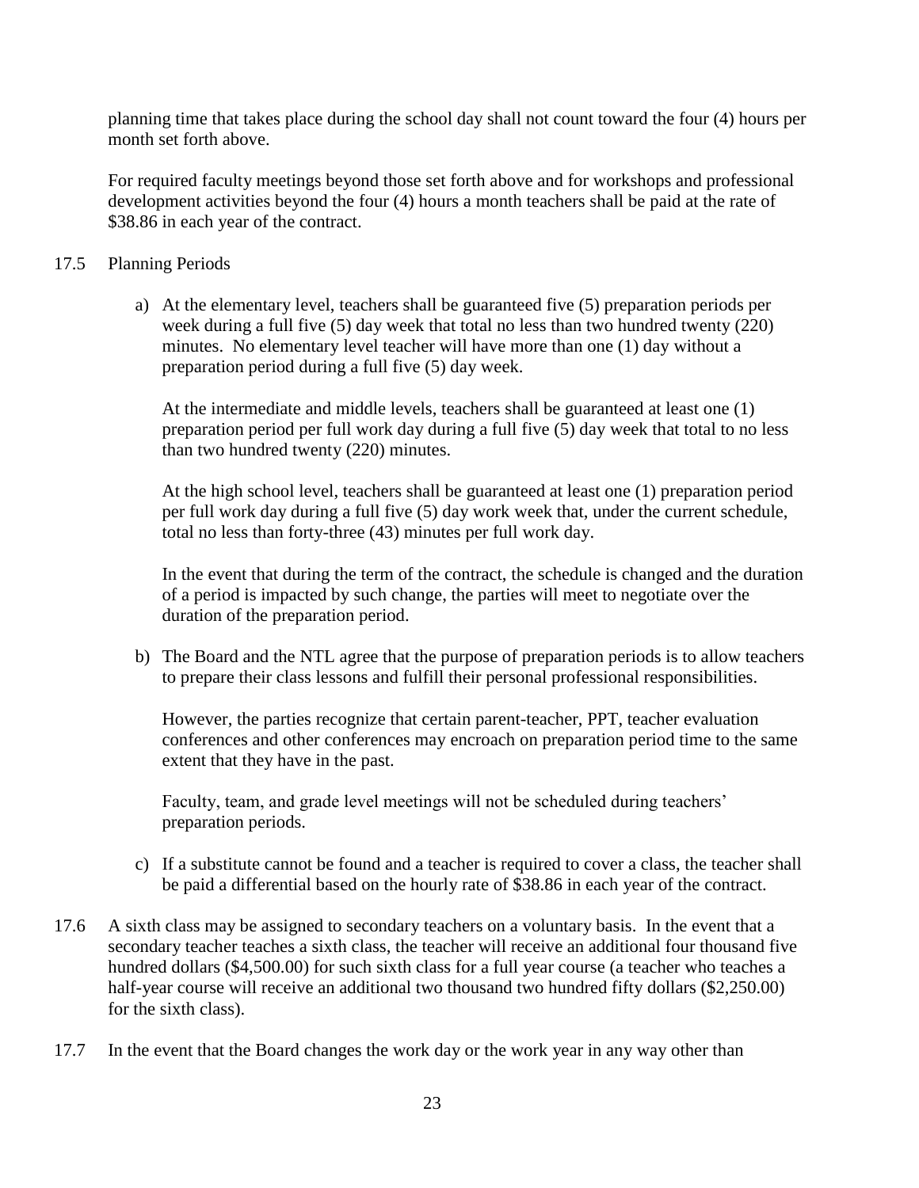planning time that takes place during the school day shall not count toward the four (4) hours per month set forth above.

For required faculty meetings beyond those set forth above and for workshops and professional development activities beyond the four (4) hours a month teachers shall be paid at the rate of $38.86 in each year of the contract.

17.5 Planning Periods

a) At the elementary level, teachers shall be guaranteed five (5) preparation periods per week during a full five (5) day week that total no less than two hundred twenty (220) minutes. No elementary level teacher will have more than one (1) day without a preparation period during a full five (5) day week.

   At the intermediate and middle levels, teachers shall be guaranteed at least one (1) preparation period per full work day during a full five (5) day week that total to no less than two hundred twenty (220) minutes.

   At the high school level, teachers shall be guaranteed at least one (1) preparation period per full work day during a full five (5) day work week that, under the current schedule, total no less than forty-three (43) minutes per full work day.

   In the event that during the term of the contract, the schedule is changed and the duration of a period is impacted by such change, the parties will meet to negotiate over the duration of the preparation period.

b) The Board and the NTL agree that the purpose of preparation periods is to allow teachers to prepare their class lessons and fulfill their personal professional responsibilities.

   However, the parties recognize that certain parent-teacher, PPT, teacher evaluation conferences and other conferences may encroach on preparation period time to the same extent that they have in the past.

   Faculty, team, and grade level meetings will not be scheduled during teachers' preparation periods.

c) If a substitute cannot be found and a teacher is required to cover a class, the teacher shall be paid a differential based on the hourly rate of $38.86 in each year of the contract.

17.6 A sixth class may be assigned to secondary teachers on a voluntary basis. In the event that a secondary teacher teaches a sixth class, the teacher will receive an additional four thousand five hundred dollars ($4,500.00) for such sixth class for a full year course (a teacher who teaches a half-year course will receive an additional two thousand two hundred fifty dollars ($2,250.00) for the sixth class).

17.7 In the event that the Board changes the work day or the work year in any way other than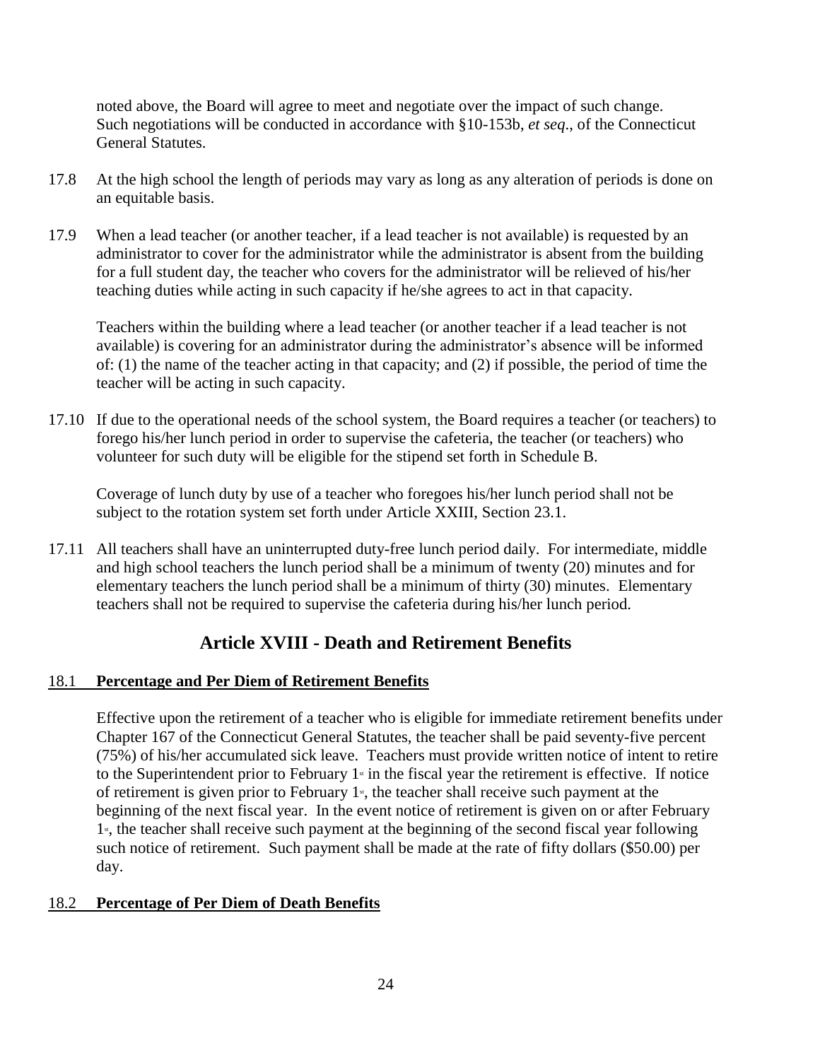noted above, the Board will agree to meet and negotiate over the impact of such change. Such negotiations will be conducted in accordance with §10-153b, *et seq*., of the Connecticut General Statutes.

17.8 At the high school the length of periods may vary as long as any alteration of periods is done on an equitable basis.

17.9 When a lead teacher (or another teacher, if a lead teacher is not available) is requested by an administrator to cover for the administrator while the administrator is absent from the building for a full student day, the teacher who covers for the administrator will be relieved of his/her teaching duties while acting in such capacity if he/she agrees to act in that capacity.

Teachers within the building where a lead teacher (or another teacher if a lead teacher is not available) is covering for an administrator during the administrator's absence will be informed of: (1) the name of the teacher acting in that capacity; and (2) if possible, the period of time the teacher will be acting in such capacity.

17.10 If due to the operational needs of the school system, the Board requires a teacher (or teachers) to forego his/her lunch period in order to supervise the cafeteria, the teacher (or teachers) who volunteer for such duty will be eligible for the stipend set forth in Schedule B.

Coverage of lunch duty by use of a teacher who foregoes his/her lunch period shall not be subject to the rotation system set forth under Article XXIII, Section 23.1.

17.11 All teachers shall have an uninterrupted duty-free lunch period daily. For intermediate, middle and high school teachers the lunch period shall be a minimum of twenty (20) minutes and for elementary teachers the lunch period shall be a minimum of thirty (30) minutes. Elementary teachers shall not be required to supervise the cafeteria during his/her lunch period.

## Article XVIII - Death and Retirement Benefits

### 18.1 Percentage and Per Diem of Retirement Benefits

Effective upon the retirement of a teacher who is eligible for immediate retirement benefits under Chapter 167 of the Connecticut General Statutes, the teacher shall be paid seventy-five percent (75%) of his/her accumulated sick leave. Teachers must provide written notice of intent to retire to the Superintendent prior to February 1st in the fiscal year the retirement is effective. If notice of retirement is given prior to February 1st, the teacher shall receive such payment at the beginning of the next fiscal year. In the event notice of retirement is given on or after February 1st, the teacher shall receive such payment at the beginning of the second fiscal year following such notice of retirement. Such payment shall be made at the rate of fifty dollars ($50.00) per day.

### 18.2 Percentage of Per Diem of Death Benefits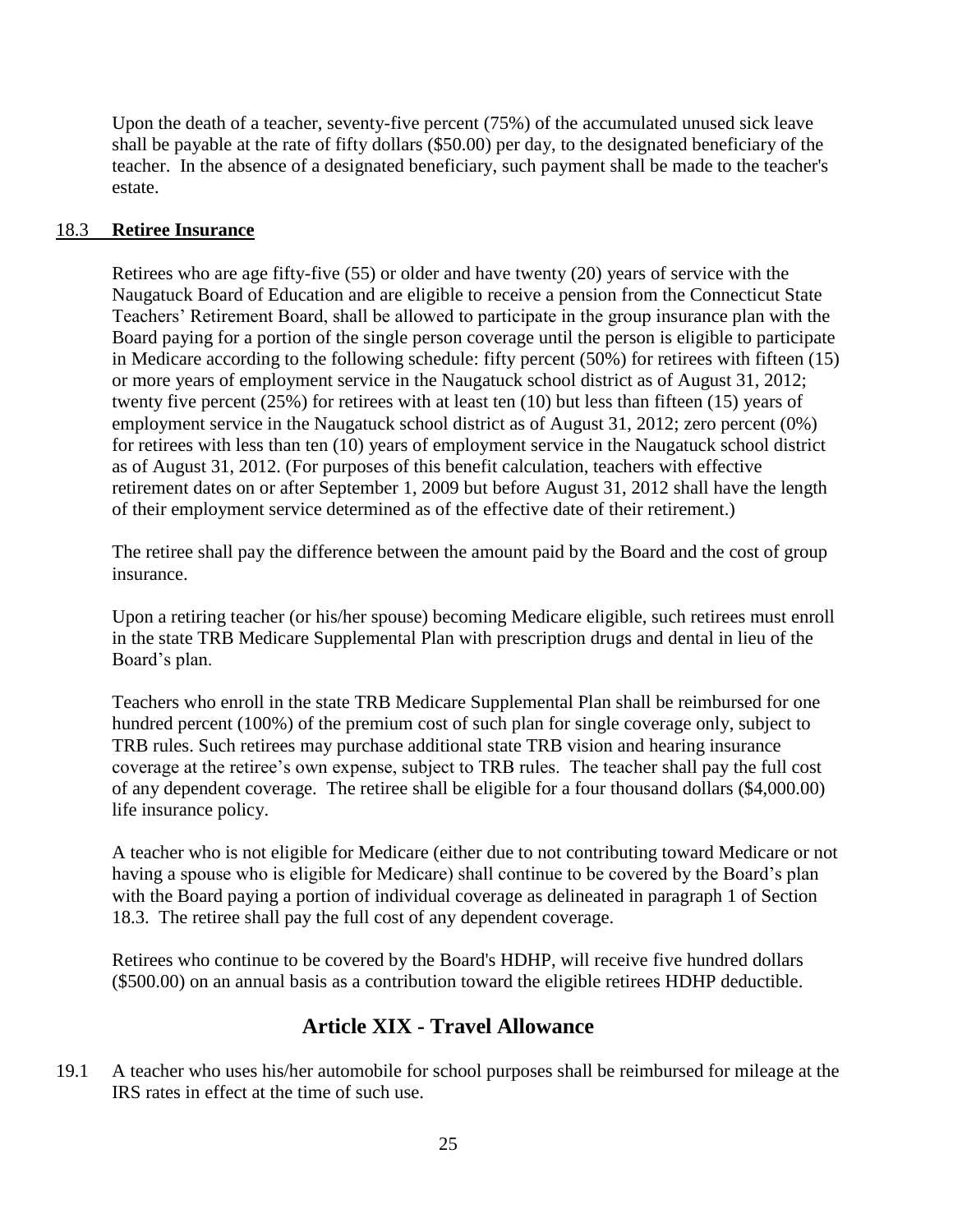Upon the death of a teacher, seventy-five percent (75%) of the accumulated unused sick leave shall be payable at the rate of fifty dollars ($50.00) per day, to the designated beneficiary of the teacher. In the absence of a designated beneficiary, such payment shall be made to the teacher's estate.

### 18.3 **Retiree Insurance**

Retirees who are age fifty-five (55) or older and have twenty (20) years of service with the Naugatuck Board of Education and are eligible to receive a pension from the Connecticut State Teachers' Retirement Board, shall be allowed to participate in the group insurance plan with the Board paying for a portion of the single person coverage until the person is eligible to participate in Medicare according to the following schedule: fifty percent (50%) for retirees with fifteen (15) or more years of employment service in the Naugatuck school district as of August 31, 2012; twenty five percent (25%) for retirees with at least ten (10) but less than fifteen (15) years of employment service in the Naugatuck school district as of August 31, 2012; zero percent (0%) for retirees with less than ten (10) years of employment service in the Naugatuck school district as of August 31, 2012. (For purposes of this benefit calculation, teachers with effective retirement dates on or after September 1, 2009 but before August 31, 2012 shall have the length of their employment service determined as of the effective date of their retirement.)

The retiree shall pay the difference between the amount paid by the Board and the cost of group insurance.

Upon a retiring teacher (or his/her spouse) becoming Medicare eligible, such retirees must enroll in the state TRB Medicare Supplemental Plan with prescription drugs and dental in lieu of the Board's plan.

Teachers who enroll in the state TRB Medicare Supplemental Plan shall be reimbursed for one hundred percent (100%) of the premium cost of such plan for single coverage only, subject to TRB rules. Such retirees may purchase additional state TRB vision and hearing insurance coverage at the retiree's own expense, subject to TRB rules. The teacher shall pay the full cost of any dependent coverage. The retiree shall be eligible for a four thousand dollars ($4,000.00) life insurance policy.

A teacher who is not eligible for Medicare (either due to not contributing toward Medicare or not having a spouse who is eligible for Medicare) shall continue to be covered by the Board's plan with the Board paying a portion of individual coverage as delineated in paragraph 1 of Section 18.3. The retiree shall pay the full cost of any dependent coverage.

Retirees who continue to be covered by the Board's HDHP, will receive five hundred dollars ($500.00) on an annual basis as a contribution toward the eligible retirees HDHP deductible.

## Article XIX - Travel Allowance

19.1 A teacher who uses his/her automobile for school purposes shall be reimbursed for mileage at the IRS rates in effect at the time of such use.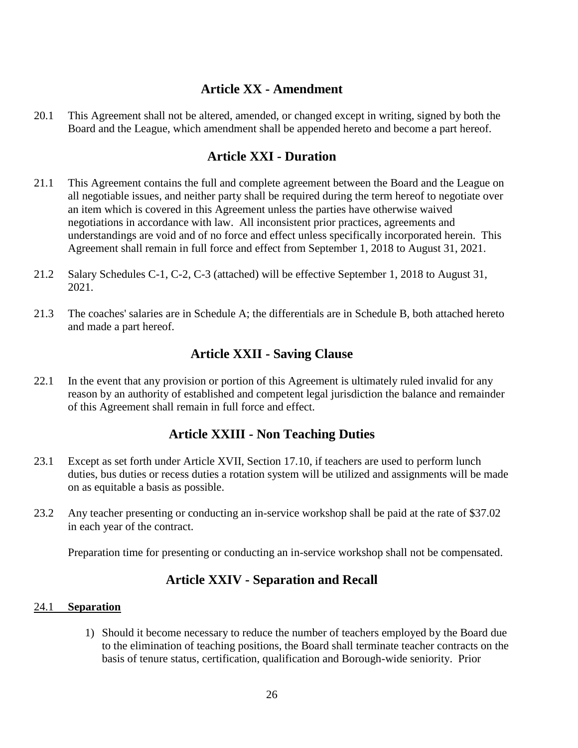## Article XX - Amendment

20.1 This Agreement shall not be altered, amended, or changed except in writing, signed by both the Board and the League, which amendment shall be appended hereto and become a part hereof.

## Article XXI - Duration

21.1 This Agreement contains the full and complete agreement between the Board and the League on all negotiable issues, and neither party shall be required during the term hereof to negotiate over an item which is covered in this Agreement unless the parties have otherwise waived negotiations in accordance with law. All inconsistent prior practices, agreements and understandings are void and of no force and effect unless specifically incorporated herein. This Agreement shall remain in full force and effect from September 1, 2018 to August 31, 2021.

21.2 Salary Schedules C-1, C-2, C-3 (attached) will be effective September 1, 2018 to August 31, 2021.

21.3 The coaches' salaries are in Schedule A; the differentials are in Schedule B, both attached hereto and made a part hereof.

## Article XXII - Saving Clause

22.1 In the event that any provision or portion of this Agreement is ultimately ruled invalid for any reason by an authority of established and competent legal jurisdiction the balance and remainder of this Agreement shall remain in full force and effect.

## Article XXIII - Non Teaching Duties

23.1 Except as set forth under Article XVII, Section 17.10, if teachers are used to perform lunch duties, bus duties or recess duties a rotation system will be utilized and assignments will be made on as equitable a basis as possible.

23.2 Any teacher presenting or conducting an in-service workshop shall be paid at the rate of $37.02 in each year of the contract.

Preparation time for presenting or conducting an in-service workshop shall not be compensated.

## Article XXIV - Separation and Recall

**24.1 Separation**

1) Should it become necessary to reduce the number of teachers employed by the Board due to the elimination of teaching positions, the Board shall terminate teacher contracts on the basis of tenure status, certification, qualification and Borough-wide seniority. Prior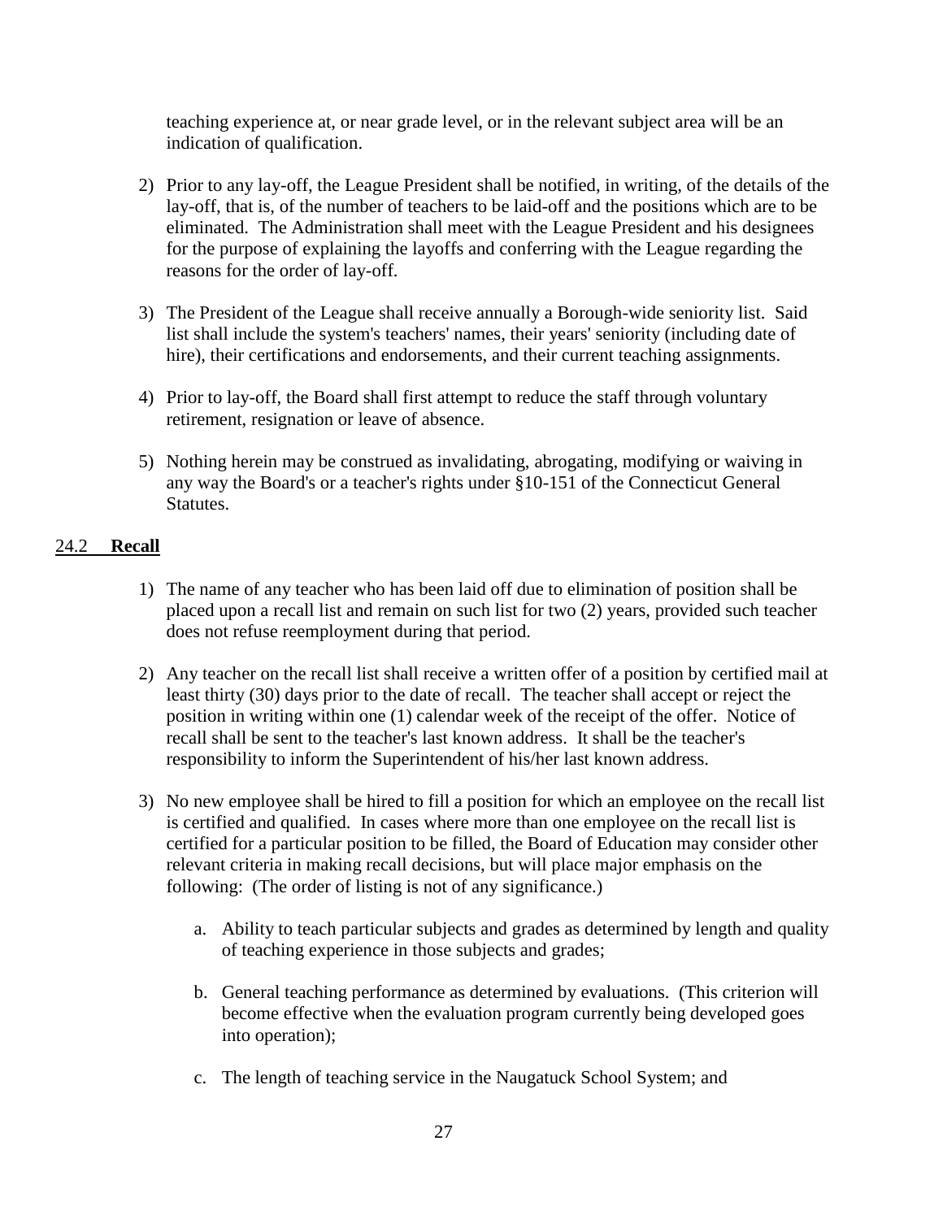teaching experience at, or near grade level, or in the relevant subject area will be an indication of qualification.

2) Prior to any lay-off, the League President shall be notified, in writing, of the details of the lay-off, that is, of the number of teachers to be laid-off and the positions which are to be eliminated. The Administration shall meet with the League President and his designees for the purpose of explaining the layoffs and conferring with the League regarding the reasons for the order of lay-off.

3) The President of the League shall receive annually a Borough-wide seniority list. Said list shall include the system's teachers' names, their years' seniority (including date of hire), their certifications and endorsements, and their current teaching assignments.

4) Prior to lay-off, the Board shall first attempt to reduce the staff through voluntary retirement, resignation or leave of absence.

5) Nothing herein may be construed as invalidating, abrogating, modifying or waiving in any way the Board's or a teacher's rights under §10-151 of the Connecticut General Statutes.

## 24.2 **Recall**

1) The name of any teacher who has been laid off due to elimination of position shall be placed upon a recall list and remain on such list for two (2) years, provided such teacher does not refuse reemployment during that period.

2) Any teacher on the recall list shall receive a written offer of a position by certified mail at least thirty (30) days prior to the date of recall. The teacher shall accept or reject the position in writing within one (1) calendar week of the receipt of the offer. Notice of recall shall be sent to the teacher's last known address. It shall be the teacher's responsibility to inform the Superintendent of his/her last known address.

3) No new employee shall be hired to fill a position for which an employee on the recall list is certified and qualified. In cases where more than one employee on the recall list is certified for a particular position to be filled, the Board of Education may consider other relevant criteria in making recall decisions, but will place major emphasis on the following: (The order of listing is not of any significance.)

   a. Ability to teach particular subjects and grades as determined by length and quality of teaching experience in those subjects and grades;

   b. General teaching performance as determined by evaluations. (This criterion will become effective when the evaluation program currently being developed goes into operation);

   c. The length of teaching service in the Naugatuck School System; and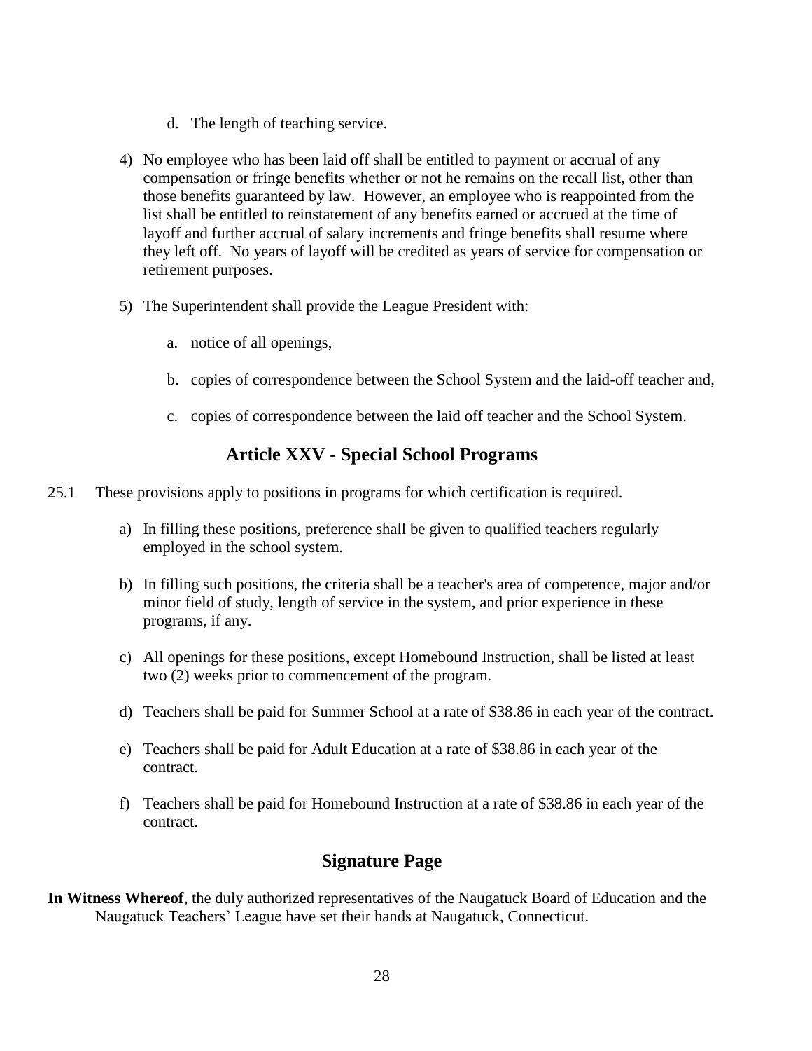d. The length of teaching service.

4) No employee who has been laid off shall be entitled to payment or accrual of any compensation or fringe benefits whether or not he remains on the recall list, other than those benefits guaranteed by law. However, an employee who is reappointed from the list shall be entitled to reinstatement of any benefits earned or accrued at the time of layoff and further accrual of salary increments and fringe benefits shall resume where they left off. No years of layoff will be credited as years of service for compensation or retirement purposes.

5) The Superintendent shall provide the League President with:

    a. notice of all openings,

    b. copies of correspondence between the School System and the laid-off teacher and,

    c. copies of correspondence between the laid off teacher and the School System.

## Article XXV - Special School Programs

25.1 These provisions apply to positions in programs for which certification is required.

a) In filling these positions, preference shall be given to qualified teachers regularly employed in the school system.

b) In filling such positions, the criteria shall be a teacher's area of competence, major and/or minor field of study, length of service in the system, and prior experience in these programs, if any.

c) All openings for these positions, except Homebound Instruction, shall be listed at least two (2) weeks prior to commencement of the program.

d) Teachers shall be paid for Summer School at a rate of $38.86 in each year of the contract.

e) Teachers shall be paid for Adult Education at a rate of $38.86 in each year of the contract.

f) Teachers shall be paid for Homebound Instruction at a rate of $38.86 in each year of the contract.

## Signature Page

**In Witness Whereof**, the duly authorized representatives of the Naugatuck Board of Education and the Naugatuck Teachers' League have set their hands at Naugatuck, Connecticut.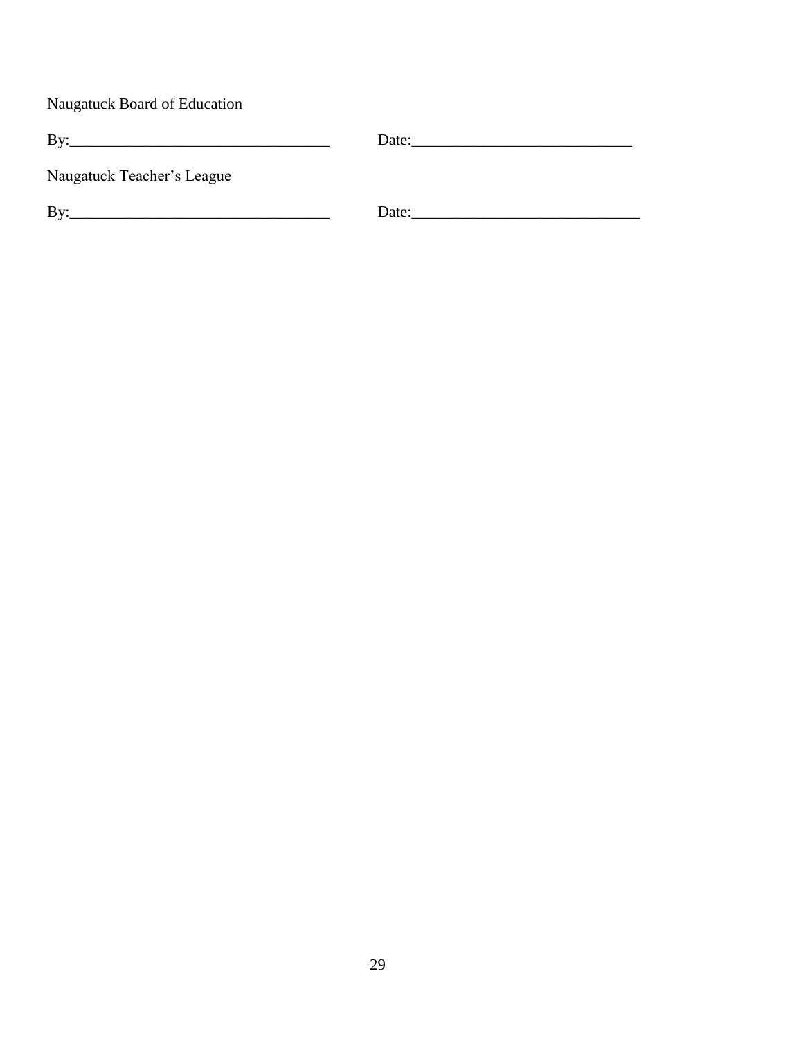Naugatuck Board of Education

By:_________________________________ Date:____________________________

Naugatuck Teacher's League

By:_________________________________ Date:_____________________________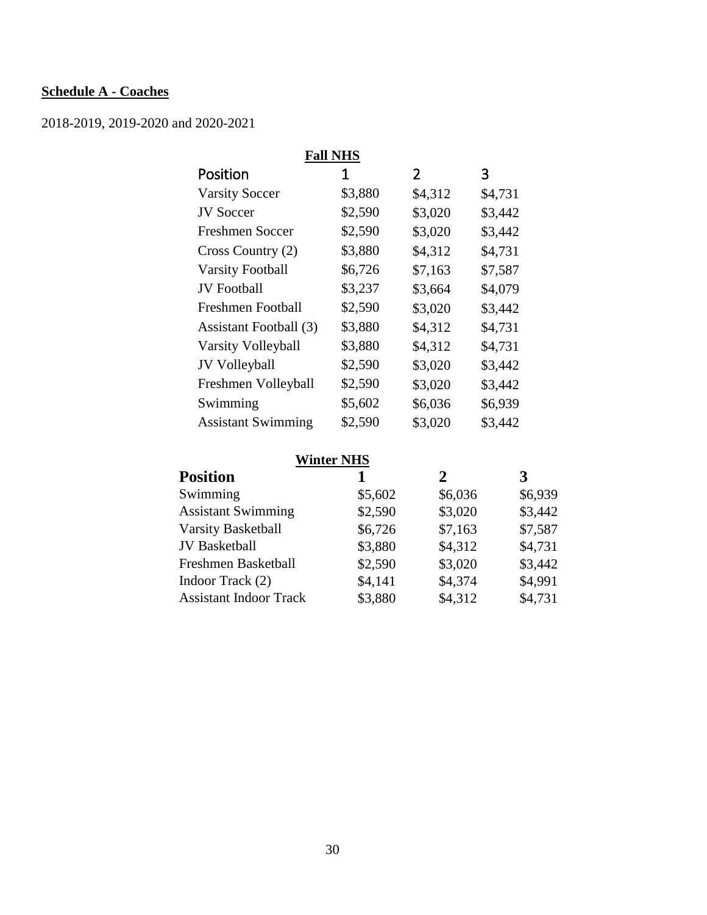**Schedule A - Coaches**

2018-2019, 2019-2020 and 2020-2021

**Fall NHS**

| Position | 1 | 2 | 3 |
|---|---|---|---|
| Varsity Soccer | $3,880 | $4,312 | $4,731 |
| JV Soccer | $2,590 | $3,020 | $3,442 |
| Freshmen Soccer | $2,590 | $3,020 | $3,442 |
| Cross Country (2) | $3,880 | $4,312 | $4,731 |
| Varsity Football | $6,726 | $7,163 | $7,587 |
| JV Football | $3,237 | $3,664 | $4,079 |
| Freshmen Football | $2,590 | $3,020 | $3,442 |
| Assistant Football (3) | $3,880 | $4,312 | $4,731 |
| Varsity Volleyball | $3,880 | $4,312 | $4,731 |
| JV Volleyball | $2,590 | $3,020 | $3,442 |
| Freshmen Volleyball | $2,590 | $3,020 | $3,442 |
| Swimming | $5,602 | $6,036 | $6,939 |
| Assistant Swimming | $2,590 | $3,020 | $3,442 |

**Winter NHS**

| Position | 1 | 2 | 3 |
|---|---|---|---|
| Swimming | $5,602 | $6,036 | $6,939 |
| Assistant Swimming | $2,590 | $3,020 | $3,442 |
| Varsity Basketball | $6,726 | $7,163 | $7,587 |
| JV Basketball | $3,880 | $4,312 | $4,731 |
| Freshmen Basketball | $2,590 | $3,020 | $3,442 |
| Indoor Track (2) | $4,141 | $4,374 | $4,991 |
| Assistant Indoor Track | $3,880 | $4,312 | $4,731 |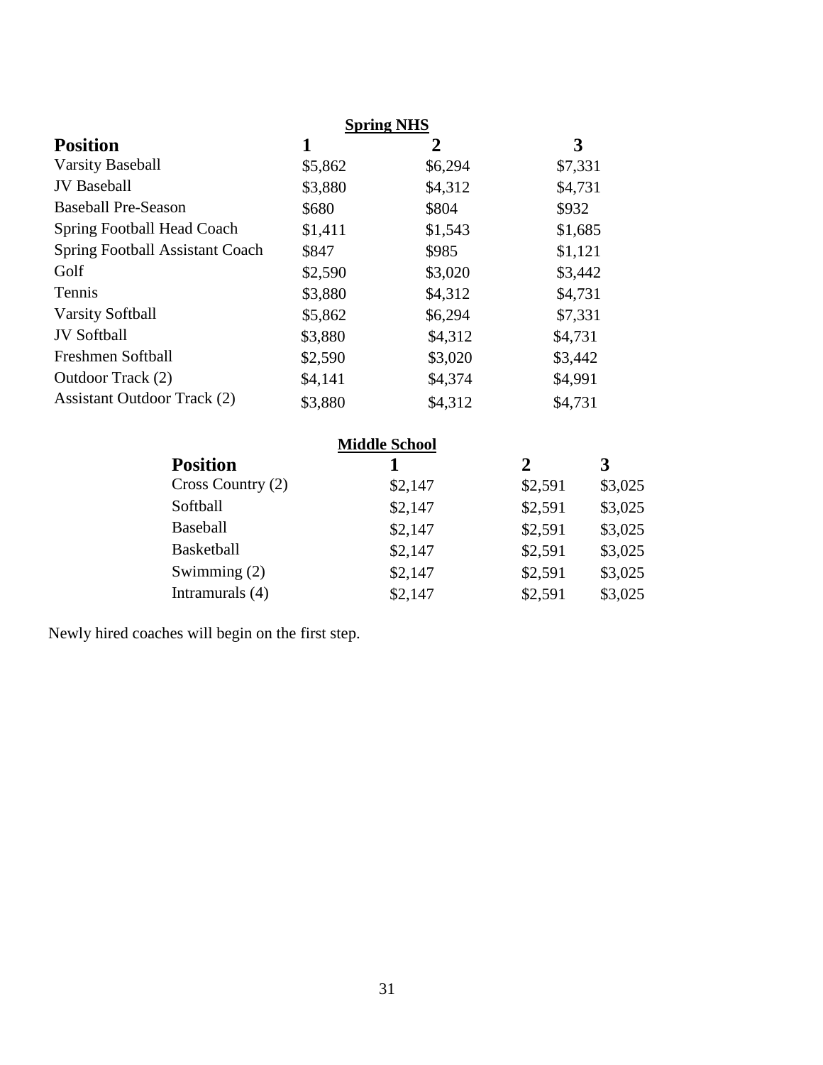**Spring NHS**

| Position | 1 | 2 | 3 |
|---|---|---|---|
| Varsity Baseball | $5,862 | $6,294 | $7,331 |
| JV Baseball | $3,880 | $4,312 | $4,731 |
| Baseball Pre-Season | $680 | $804 | $932 |
| Spring Football Head Coach | $1,411 | $1,543 | $1,685 |
| Spring Football Assistant Coach | $847 | $985 | $1,121 |
| Golf | $2,590 | $3,020 | $3,442 |
| Tennis | $3,880 | $4,312 | $4,731 |
| Varsity Softball | $5,862 | $6,294 | $7,331 |
| JV Softball | $3,880 | $4,312 | $4,731 |
| Freshmen Softball | $2,590 | $3,020 | $3,442 |
| Outdoor Track (2) | $4,141 | $4,374 | $4,991 |
| Assistant Outdoor Track (2) | $3,880 | $4,312 | $4,731 |

**Middle School**

| Position | 1 | 2 | 3 |
|---|---|---|---|
| Cross Country (2) | $2,147 | $2,591 | $3,025 |
| Softball | $2,147 | $2,591 | $3,025 |
| Baseball | $2,147 | $2,591 | $3,025 |
| Basketball | $2,147 | $2,591 | $3,025 |
| Swimming (2) | $2,147 | $2,591 | $3,025 |
| Intramurals (4) | $2,147 | $2,591 | $3,025 |

Newly hired coaches will begin on the first step.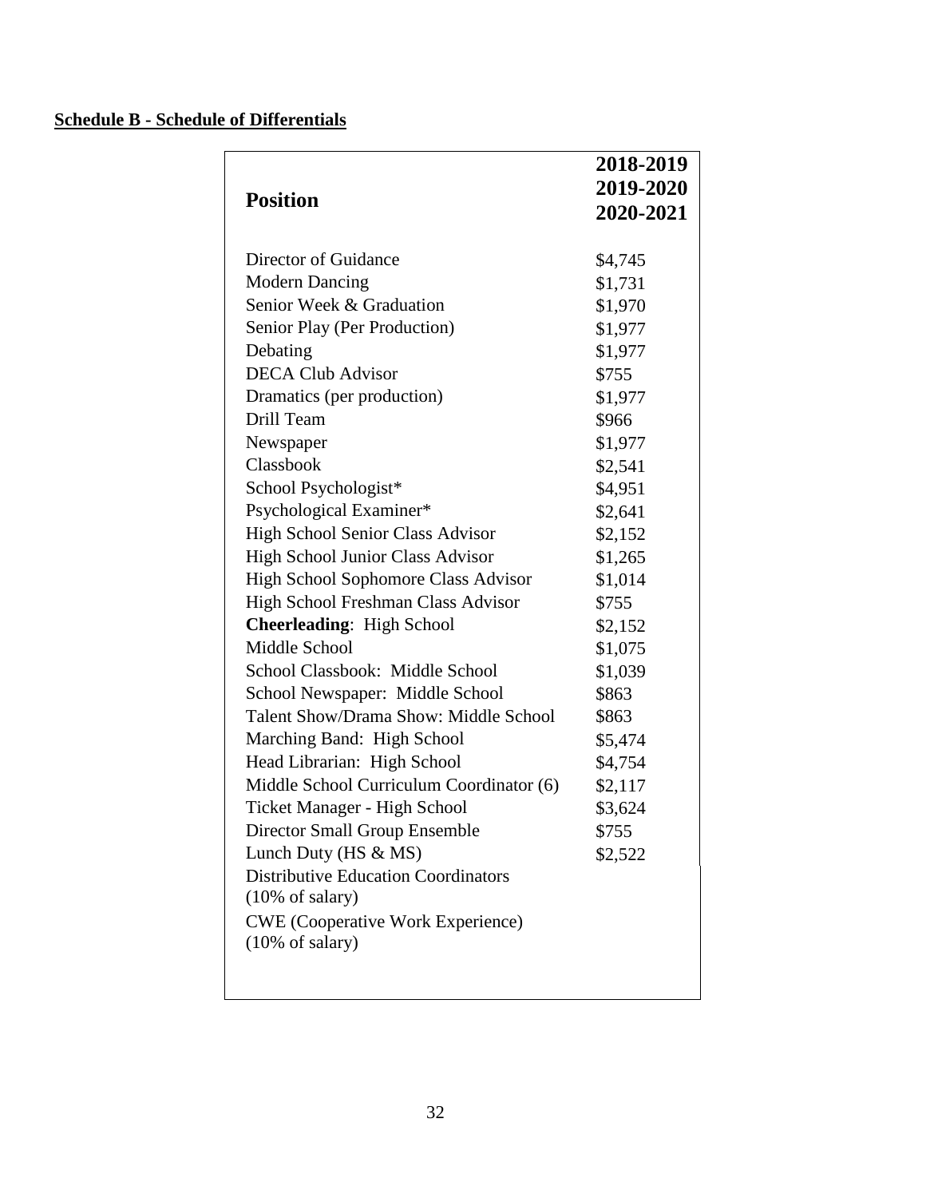**Schedule B - Schedule of Differentials**

| Position | 2018-2019<br>2019-2020<br>2020-2021 |
|---|---|
| Director of Guidance | $4,745 |
| Modern Dancing | $1,731 |
| Senior Week & Graduation | $1,970 |
| Senior Play (Per Production) | $1,977 |
| Debating | $1,977 |
| DECA Club Advisor | $755 |
| Dramatics (per production) | $1,977 |
| Drill Team | $966 |
| Newspaper | $1,977 |
| Classbook | $2,541 |
| School Psychologist* | $4,951 |
| Psychological Examiner* | $2,641 |
| High School Senior Class Advisor | $2,152 |
| High School Junior Class Advisor | $1,265 |
| High School Sophomore Class Advisor | $1,014 |
| High School Freshman Class Advisor | $755 |
| **Cheerleading**: High School | $2,152 |
| Middle School | $1,075 |
| School Classbook: Middle School | $1,039 |
| School Newspaper: Middle School | $863 |
| Talent Show/Drama Show: Middle School | $863 |
| Marching Band: High School | $5,474 |
| Head Librarian: High School | $4,754 |
| Middle School Curriculum Coordinator (6) | $2,117 |
| Ticket Manager - High School | $3,624 |
| Director Small Group Ensemble | $755 |
| Lunch Duty (HS & MS) | $2,522 |
| Distributive Education Coordinators (10% of salary) | |
| CWE (Cooperative Work Experience) (10% of salary) | |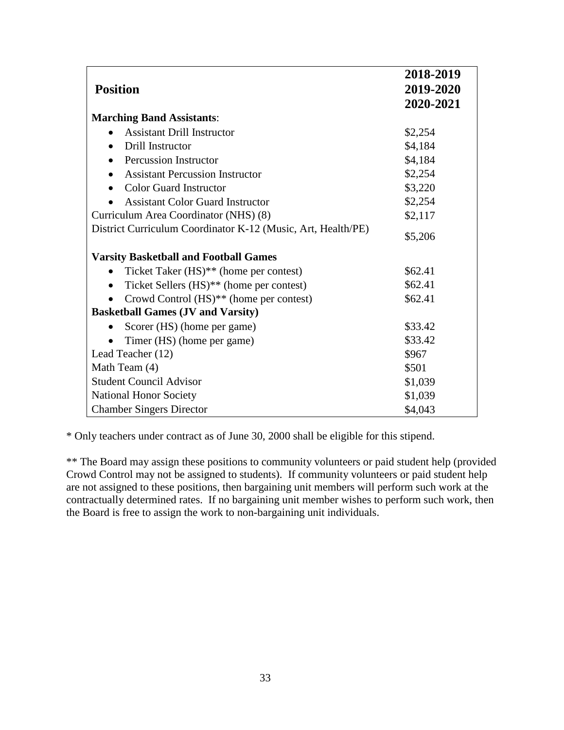| Position | 2018-2019<br>2019-2020<br>2020-2021 |
|---|---|
| **Marching Band Assistants**: | |
| • Assistant Drill Instructor | $2,254 |
| • Drill Instructor | $4,184 |
| • Percussion Instructor | $4,184 |
| • Assistant Percussion Instructor | $2,254 |
| • Color Guard Instructor | $3,220 |
| • Assistant Color Guard Instructor | $2,254 |
| Curriculum Area Coordinator (NHS) (8) | $2,117 |
| District Curriculum Coordinator K-12 (Music, Art, Health/PE) | $5,206 |
| **Varsity Basketball and Football Games** | |
| • Ticket Taker (HS)** (home per contest) | $62.41 |
| • Ticket Sellers (HS)** (home per contest) | $62.41 |
| • Crowd Control (HS)** (home per contest) | $62.41 |
| **Basketball Games (JV and Varsity)** | |
| • Scorer (HS) (home per game) | $33.42 |
| • Timer (HS) (home per game) | $33.42 |
| Lead Teacher (12) | $967 |
| Math Team (4) | $501 |
| Student Council Advisor | $1,039 |
| National Honor Society | $1,039 |
| Chamber Singers Director | $4,043 |

* Only teachers under contract as of June 30, 2000 shall be eligible for this stipend.

** The Board may assign these positions to community volunteers or paid student help (provided Crowd Control may not be assigned to students). If community volunteers or paid student help are not assigned to these positions, then bargaining unit members will perform such work at the contractually determined rates. If no bargaining unit member wishes to perform such work, then the Board is free to assign the work to non-bargaining unit individuals.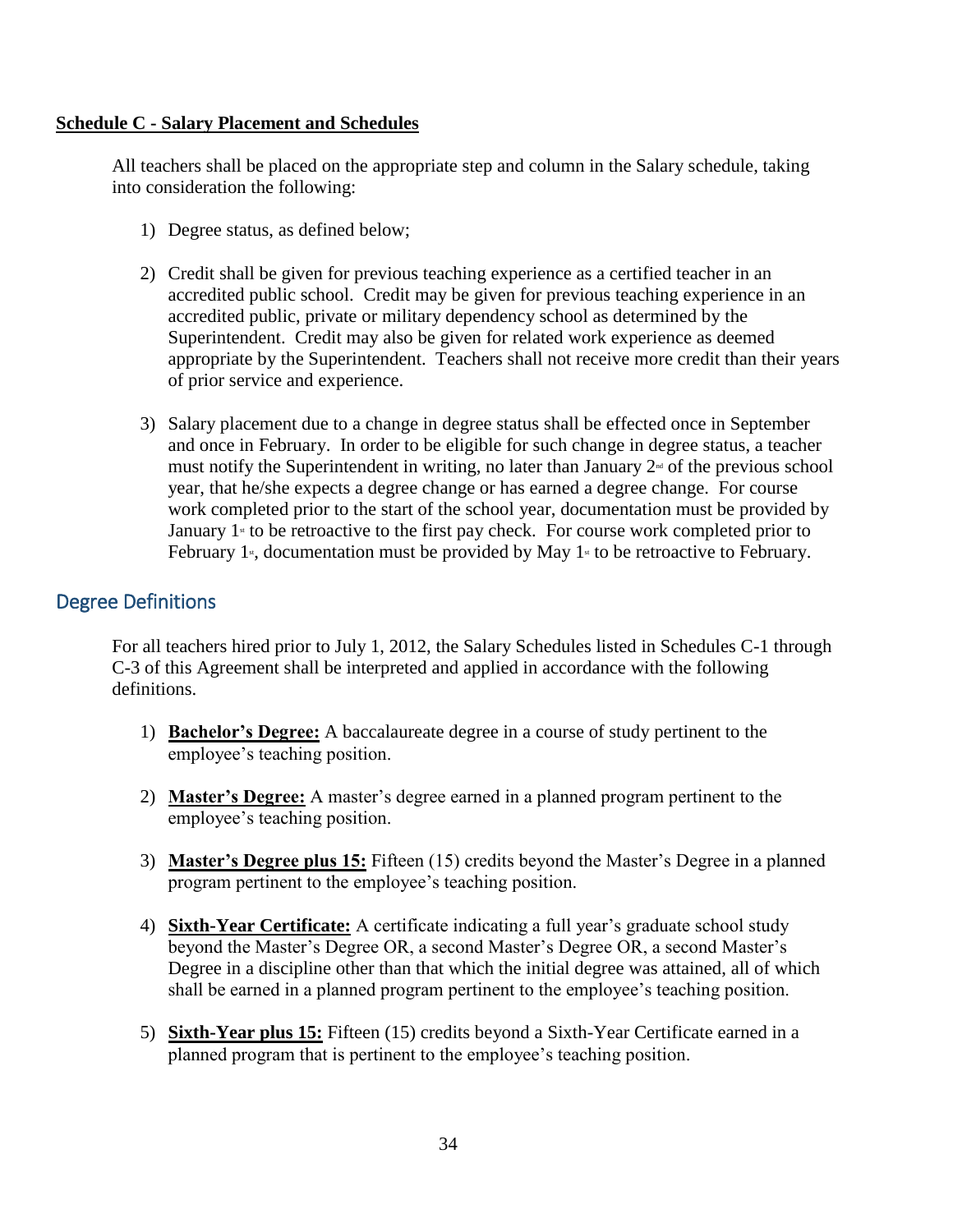**Schedule C - Salary Placement and Schedules**

All teachers shall be placed on the appropriate step and column in the Salary schedule, taking into consideration the following:

1) Degree status, as defined below;

2) Credit shall be given for previous teaching experience as a certified teacher in an accredited public school. Credit may be given for previous teaching experience in an accredited public, private or military dependency school as determined by the Superintendent. Credit may also be given for related work experience as deemed appropriate by the Superintendent. Teachers shall not receive more credit than their years of prior service and experience.

3) Salary placement due to a change in degree status shall be effected once in September and once in February. In order to be eligible for such change in degree status, a teacher must notify the Superintendent in writing, no later than January 2nd of the previous school year, that he/she expects a degree change or has earned a degree change. For course work completed prior to the start of the school year, documentation must be provided by January 1st to be retroactive to the first pay check. For course work completed prior to February 1st, documentation must be provided by May 1st to be retroactive to February.

## Degree Definitions

For all teachers hired prior to July 1, 2012, the Salary Schedules listed in Schedules C-1 through C-3 of this Agreement shall be interpreted and applied in accordance with the following definitions.

1) **Bachelor's Degree:** A baccalaureate degree in a course of study pertinent to the employee's teaching position.

2) **Master's Degree:** A master's degree earned in a planned program pertinent to the employee's teaching position.

3) **Master's Degree plus 15:** Fifteen (15) credits beyond the Master's Degree in a planned program pertinent to the employee's teaching position.

4) **Sixth-Year Certificate:** A certificate indicating a full year's graduate school study beyond the Master's Degree OR, a second Master's Degree OR, a second Master's Degree in a discipline other than that which the initial degree was attained, all of which shall be earned in a planned program pertinent to the employee's teaching position.

5) **Sixth-Year plus 15:** Fifteen (15) credits beyond a Sixth-Year Certificate earned in a planned program that is pertinent to the employee's teaching position.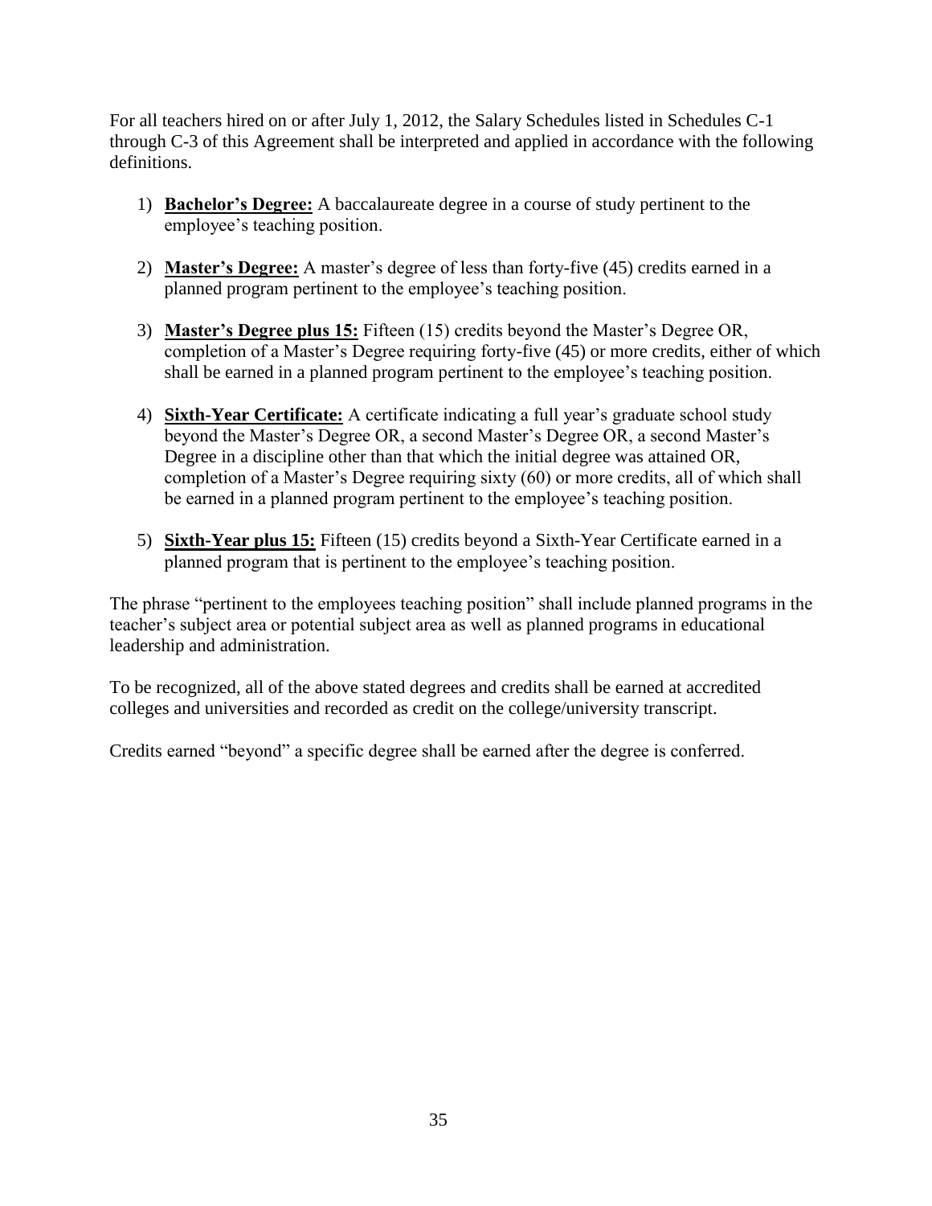For all teachers hired on or after July 1, 2012, the Salary Schedules listed in Schedules C-1 through C-3 of this Agreement shall be interpreted and applied in accordance with the following definitions.

1) **Bachelor's Degree:** A baccalaureate degree in a course of study pertinent to the employee's teaching position.

2) **Master's Degree:** A master's degree of less than forty-five (45) credits earned in a planned program pertinent to the employee's teaching position.

3) **Master's Degree plus 15:** Fifteen (15) credits beyond the Master's Degree OR, completion of a Master's Degree requiring forty-five (45) or more credits, either of which shall be earned in a planned program pertinent to the employee's teaching position.

4) **Sixth-Year Certificate:** A certificate indicating a full year's graduate school study beyond the Master's Degree OR, a second Master's Degree OR, a second Master's Degree in a discipline other than that which the initial degree was attained OR, completion of a Master's Degree requiring sixty (60) or more credits, all of which shall be earned in a planned program pertinent to the employee's teaching position.

5) **Sixth-Year plus 15:** Fifteen (15) credits beyond a Sixth-Year Certificate earned in a planned program that is pertinent to the employee's teaching position.

The phrase "pertinent to the employees teaching position" shall include planned programs in the teacher's subject area or potential subject area as well as planned programs in educational leadership and administration.

To be recognized, all of the above stated degrees and credits shall be earned at accredited colleges and universities and recorded as credit on the college/university transcript.

Credits earned "beyond" a specific degree shall be earned after the degree is conferred.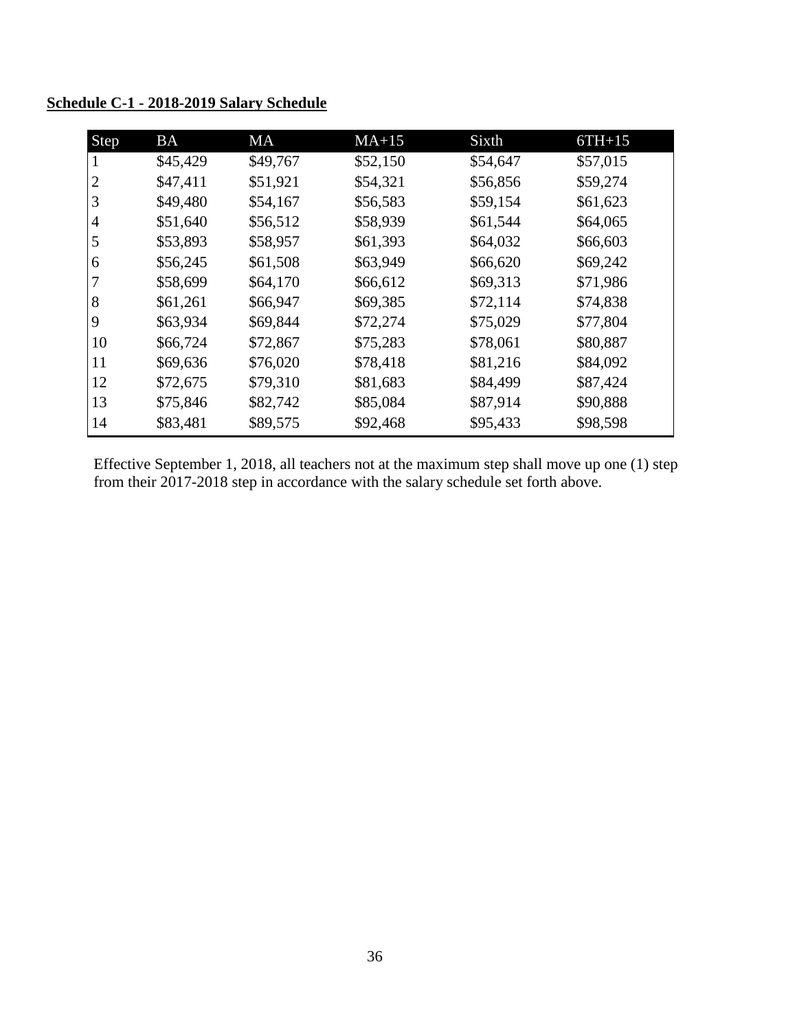**Schedule C-1 - 2018-2019 Salary Schedule**

| Step | BA | MA | MA+15 | Sixth | 6TH+15 |
|---|---|---|---|---|---|
| 1 | $45,429 | $49,767 | $52,150 | $54,647 | $57,015 |
| 2 | $47,411 | $51,921 | $54,321 | $56,856 | $59,274 |
| 3 | $49,480 | $54,167 | $56,583 | $59,154 | $61,623 |
| 4 | $51,640 | $56,512 | $58,939 | $61,544 | $64,065 |
| 5 | $53,893 | $58,957 | $61,393 | $64,032 | $66,603 |
| 6 | $56,245 | $61,508 | $63,949 | $66,620 | $69,242 |
| 7 | $58,699 | $64,170 | $66,612 | $69,313 | $71,986 |
| 8 | $61,261 | $66,947 | $69,385 | $72,114 | $74,838 |
| 9 | $63,934 | $69,844 | $72,274 | $75,029 | $77,804 |
| 10 | $66,724 | $72,867 | $75,283 | $78,061 | $80,887 |
| 11 | $69,636 | $76,020 | $78,418 | $81,216 | $84,092 |
| 12 | $72,675 | $79,310 | $81,683 | $84,499 | $87,424 |
| 13 | $75,846 | $82,742 | $85,084 | $87,914 | $90,888 |
| 14 | $83,481 | $89,575 | $92,468 | $95,433 | $98,598 |

Effective September 1, 2018, all teachers not at the maximum step shall move up one (1) step from their 2017-2018 step in accordance with the salary schedule set forth above.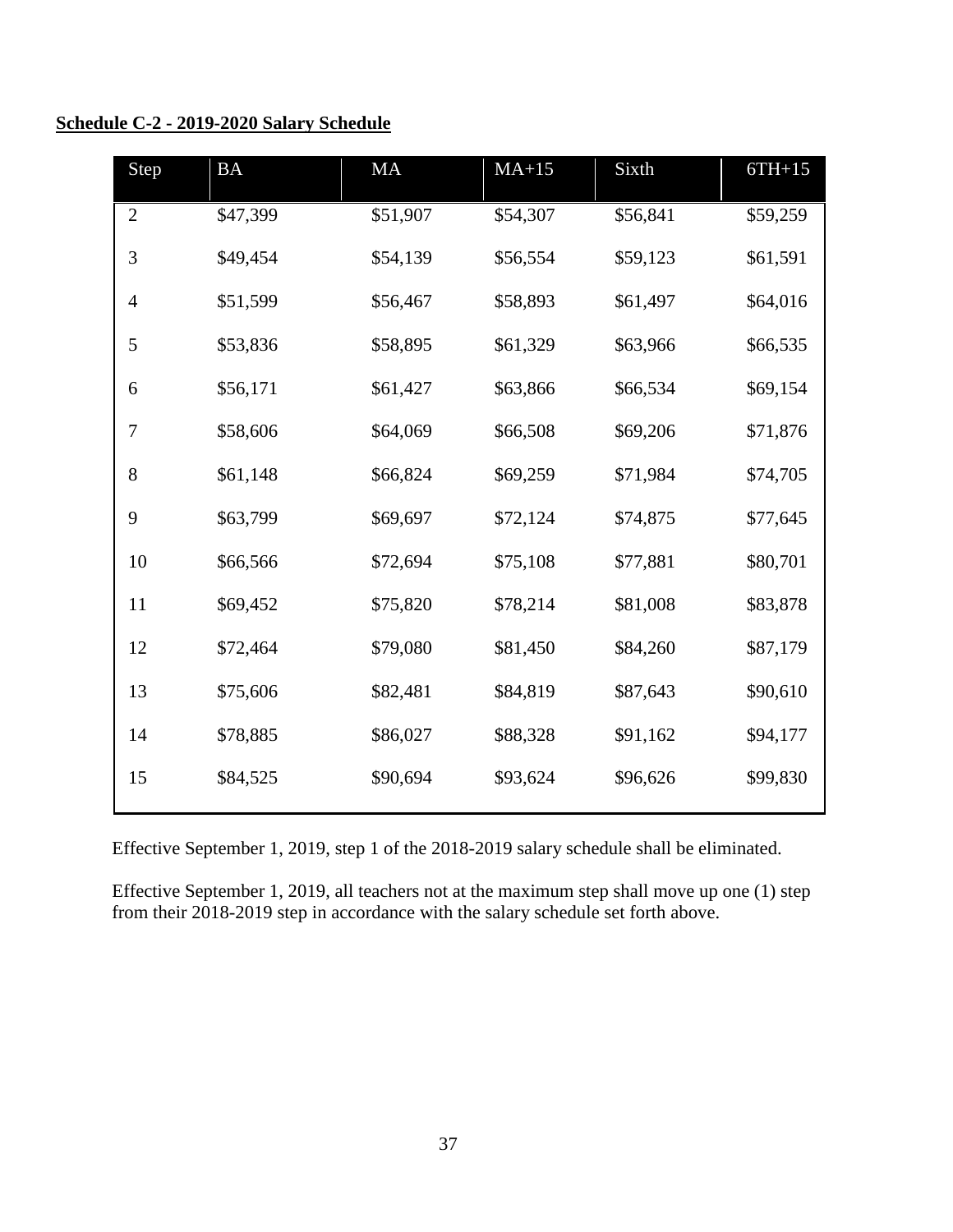**Schedule C-2 - 2019-2020 Salary Schedule**

| Step | BA | MA | MA+15 | Sixth | 6TH+15 |
|---|---|---|---|---|---|
| 2 | $47,399 | $51,907 | $54,307 | $56,841 | $59,259 |
| 3 | $49,454 | $54,139 | $56,554 | $59,123 | $61,591 |
| 4 | $51,599 | $56,467 | $58,893 | $61,497 | $64,016 |
| 5 | $53,836 | $58,895 | $61,329 | $63,966 | $66,535 |
| 6 | $56,171 | $61,427 | $63,866 | $66,534 | $69,154 |
| 7 | $58,606 | $64,069 | $66,508 | $69,206 | $71,876 |
| 8 | $61,148 | $66,824 | $69,259 | $71,984 | $74,705 |
| 9 | $63,799 | $69,697 | $72,124 | $74,875 | $77,645 |
| 10 | $66,566 | $72,694 | $75,108 | $77,881 | $80,701 |
| 11 | $69,452 | $75,820 | $78,214 | $81,008 | $83,878 |
| 12 | $72,464 | $79,080 | $81,450 | $84,260 | $87,179 |
| 13 | $75,606 | $82,481 | $84,819 | $87,643 | $90,610 |
| 14 | $78,885 | $86,027 | $88,328 | $91,162 | $94,177 |
| 15 | $84,525 | $90,694 | $93,624 | $96,626 | $99,830 |

Effective September 1, 2019, step 1 of the 2018-2019 salary schedule shall be eliminated.

Effective September 1, 2019, all teachers not at the maximum step shall move up one (1) step from their 2018-2019 step in accordance with the salary schedule set forth above.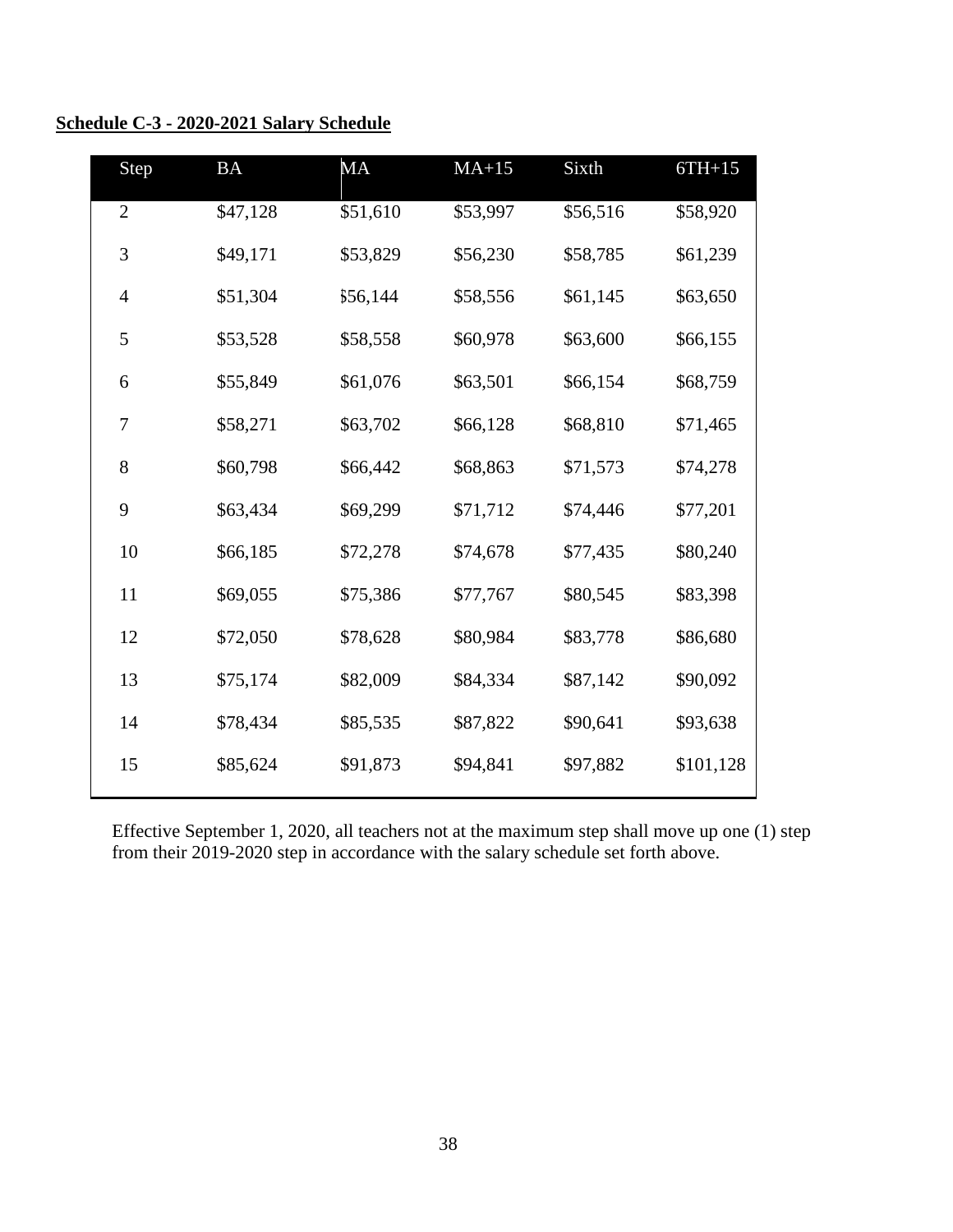**Schedule C-3 - 2020-2021 Salary Schedule**

| Step | BA | MA | MA+15 | Sixth | 6TH+15 |
|---|---|---|---|---|---|
| 2 | $47,128 | $51,610 | $53,997 | $56,516 | $58,920 |
| 3 | $49,171 | $53,829 | $56,230 | $58,785 | $61,239 |
| 4 | $51,304 | $56,144 | $58,556 | $61,145 | $63,650 |
| 5 | $53,528 | $58,558 | $60,978 | $63,600 | $66,155 |
| 6 | $55,849 | $61,076 | $63,501 | $66,154 | $68,759 |
| 7 | $58,271 | $63,702 | $66,128 | $68,810 | $71,465 |
| 8 | $60,798 | $66,442 | $68,863 | $71,573 | $74,278 |
| 9 | $63,434 | $69,299 | $71,712 | $74,446 | $77,201 |
| 10 | $66,185 | $72,278 | $74,678 | $77,435 | $80,240 |
| 11 | $69,055 | $75,386 | $77,767 | $80,545 | $83,398 |
| 12 | $72,050 | $78,628 | $80,984 | $83,778 | $86,680 |
| 13 | $75,174 | $82,009 | $84,334 | $87,142 | $90,092 |
| 14 | $78,434 | $85,535 | $87,822 | $90,641 | $93,638 |
| 15 | $85,624 | $91,873 | $94,841 | $97,882 | $101,128 |

Effective September 1, 2020, all teachers not at the maximum step shall move up one (1) step from their 2019-2020 step in accordance with the salary schedule set forth above.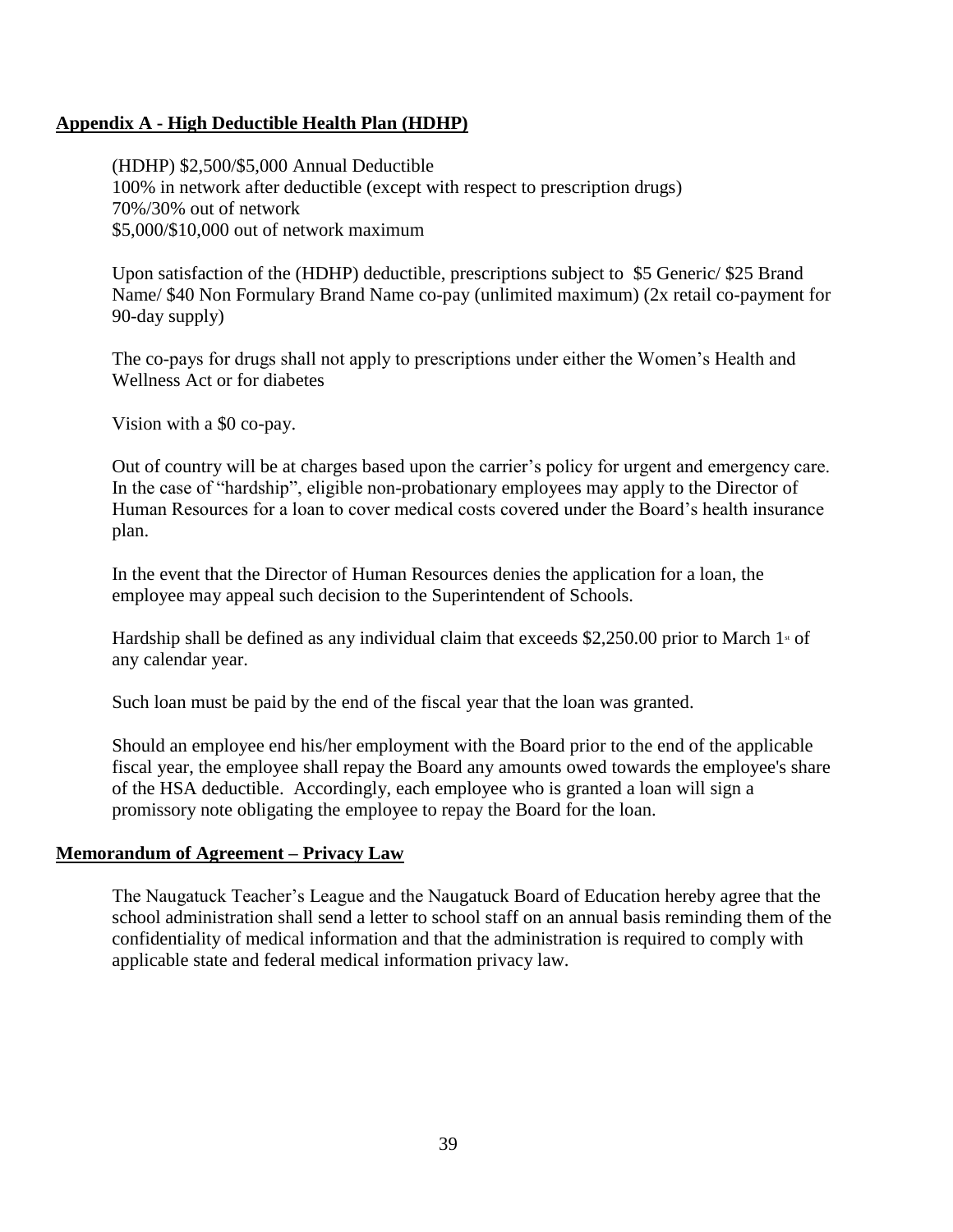## Appendix A - High Deductible Health Plan (HDHP)

(HDHP) $2,500/$5,000 Annual Deductible
100% in network after deductible (except with respect to prescription drugs)
70%/30% out of network
$5,000/$10,000 out of network maximum

Upon satisfaction of the (HDHP) deductible, prescriptions subject to $5 Generic/ $25 Brand Name/ $40 Non Formulary Brand Name co-pay (unlimited maximum) (2x retail co-payment for 90-day supply)

The co-pays for drugs shall not apply to prescriptions under either the Women's Health and Wellness Act or for diabetes

Vision with a $0 co-pay.

Out of country will be at charges based upon the carrier's policy for urgent and emergency care. In the case of "hardship", eligible non-probationary employees may apply to the Director of Human Resources for a loan to cover medical costs covered under the Board's health insurance plan.

In the event that the Director of Human Resources denies the application for a loan, the employee may appeal such decision to the Superintendent of Schools.

Hardship shall be defined as any individual claim that exceeds $2,250.00 prior to March 1st of any calendar year.

Such loan must be paid by the end of the fiscal year that the loan was granted.

Should an employee end his/her employment with the Board prior to the end of the applicable fiscal year, the employee shall repay the Board any amounts owed towards the employee's share of the HSA deductible. Accordingly, each employee who is granted a loan will sign a promissory note obligating the employee to repay the Board for the loan.

## Memorandum of Agreement – Privacy Law

The Naugatuck Teacher's League and the Naugatuck Board of Education hereby agree that the school administration shall send a letter to school staff on an annual basis reminding them of the confidentiality of medical information and that the administration is required to comply with applicable state and federal medical information privacy law.